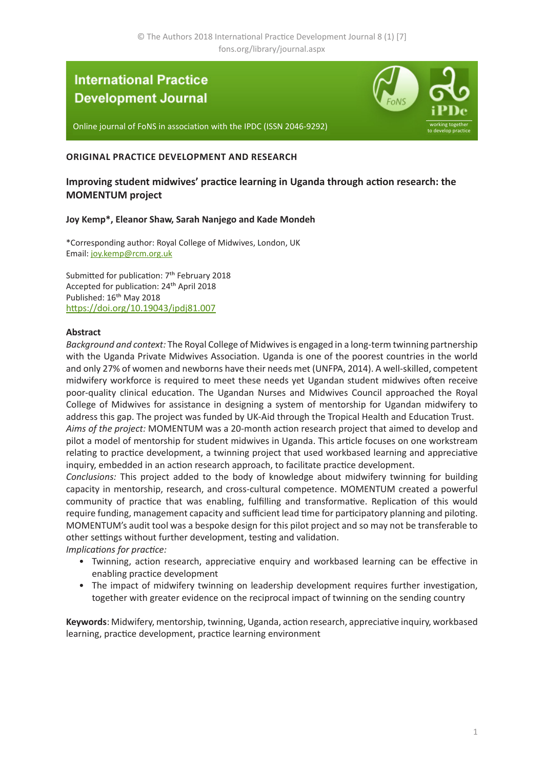© The Authors 2018 International Practice Development Journal 8 (1) [7]
fons.org/library/journal.aspx

**International Practice Development Journal**

Online journal of FoNS in association with the IPDC (ISSN 2046-9292)

**ORIGINAL PRACTICE DEVELOPMENT AND RESEARCH**

## Improving student midwives' practice learning in Uganda through action research: the MOMENTUM project

**Joy Kemp\*, Eleanor Shaw, Sarah Nanjego and Kade Mondeh**

\*Corresponding author: Royal College of Midwives, London, UK
Email: joy.kemp@rcm.org.uk

Submitted for publication: 7th February 2018
Accepted for publication: 24th April 2018
Published: 16th May 2018
https://doi.org/10.19043/ipdj81.007

### Abstract

*Background and context:* The Royal College of Midwives is engaged in a long-term twinning partnership with the Uganda Private Midwives Association. Uganda is one of the poorest countries in the world and only 27% of women and newborns have their needs met (UNFPA, 2014). A well-skilled, competent midwifery workforce is required to meet these needs yet Ugandan student midwives often receive poor-quality clinical education. The Ugandan Nurses and Midwives Council approached the Royal College of Midwives for assistance in designing a system of mentorship for Ugandan midwifery to address this gap. The project was funded by UK-Aid through the Tropical Health and Education Trust.

*Aims of the project:* MOMENTUM was a 20-month action research project that aimed to develop and pilot a model of mentorship for student midwives in Uganda. This article focuses on one workstream relating to practice development, a twinning project that used workbased learning and appreciative inquiry, embedded in an action research approach, to facilitate practice development.

*Conclusions:* This project added to the body of knowledge about midwifery twinning for building capacity in mentorship, research, and cross-cultural competence. MOMENTUM created a powerful community of practice that was enabling, fulfilling and transformative. Replication of this would require funding, management capacity and sufficient lead time for participatory planning and piloting. MOMENTUM's audit tool was a bespoke design for this pilot project and so may not be transferable to other settings without further development, testing and validation.

*Implications for practice:*

- Twinning, action research, appreciative enquiry and workbased learning can be effective in enabling practice development
- The impact of midwifery twinning on leadership development requires further investigation, together with greater evidence on the reciprocal impact of twinning on the sending country

**Keywords**: Midwifery, mentorship, twinning, Uganda, action research, appreciative inquiry, workbased learning, practice development, practice learning environment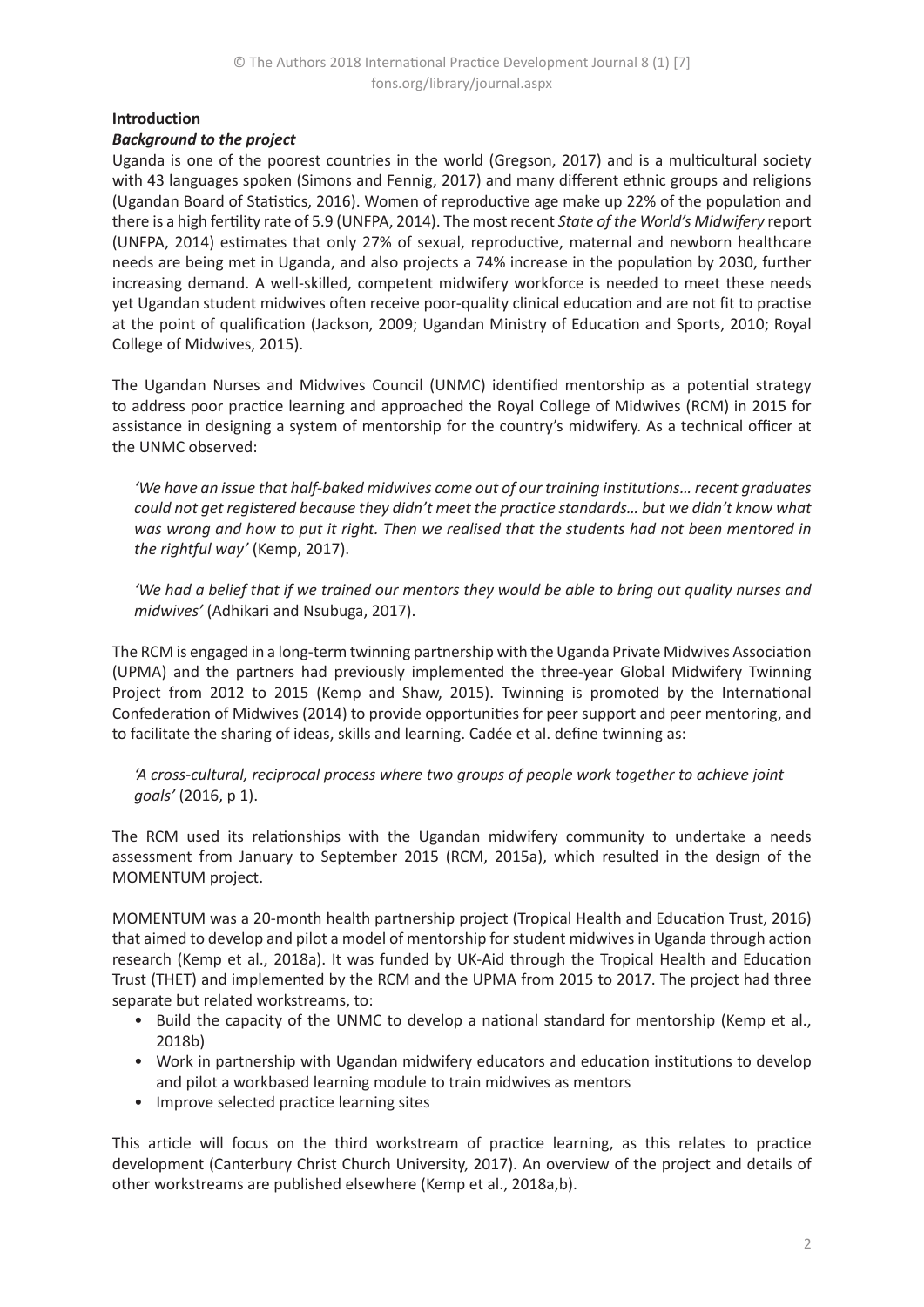## Introduction

### *Background to the project*

Uganda is one of the poorest countries in the world (Gregson, 2017) and is a multicultural society with 43 languages spoken (Simons and Fennig, 2017) and many different ethnic groups and religions (Ugandan Board of Statistics, 2016). Women of reproductive age make up 22% of the population and there is a high fertility rate of 5.9 (UNFPA, 2014). The most recent *State of the World's Midwifery* report (UNFPA, 2014) estimates that only 27% of sexual, reproductive, maternal and newborn healthcare needs are being met in Uganda, and also projects a 74% increase in the population by 2030, further increasing demand. A well-skilled, competent midwifery workforce is needed to meet these needs yet Ugandan student midwives often receive poor-quality clinical education and are not fit to practise at the point of qualification (Jackson, 2009; Ugandan Ministry of Education and Sports, 2010; Royal College of Midwives, 2015).

The Ugandan Nurses and Midwives Council (UNMC) identified mentorship as a potential strategy to address poor practice learning and approached the Royal College of Midwives (RCM) in 2015 for assistance in designing a system of mentorship for the country's midwifery. As a technical officer at the UNMC observed:

> *'We have an issue that half-baked midwives come out of our training institutions… recent graduates could not get registered because they didn't meet the practice standards… but we didn't know what was wrong and how to put it right. Then we realised that the students had not been mentored in the rightful way'* (Kemp, 2017).

> *'We had a belief that if we trained our mentors they would be able to bring out quality nurses and midwives'* (Adhikari and Nsubuga, 2017).

The RCM is engaged in a long-term twinning partnership with the Uganda Private Midwives Association (UPMA) and the partners had previously implemented the three-year Global Midwifery Twinning Project from 2012 to 2015 (Kemp and Shaw, 2015). Twinning is promoted by the International Confederation of Midwives (2014) to provide opportunities for peer support and peer mentoring, and to facilitate the sharing of ideas, skills and learning. Cadée et al. define twinning as:

> *'A cross-cultural, reciprocal process where two groups of people work together to achieve joint goals'* (2016, p 1).

The RCM used its relationships with the Ugandan midwifery community to undertake a needs assessment from January to September 2015 (RCM, 2015a), which resulted in the design of the MOMENTUM project.

MOMENTUM was a 20-month health partnership project (Tropical Health and Education Trust, 2016) that aimed to develop and pilot a model of mentorship for student midwives in Uganda through action research (Kemp et al., 2018a). It was funded by UK-Aid through the Tropical Health and Education Trust (THET) and implemented by the RCM and the UPMA from 2015 to 2017. The project had three separate but related workstreams, to:

- Build the capacity of the UNMC to develop a national standard for mentorship (Kemp et al., 2018b)
- Work in partnership with Ugandan midwifery educators and education institutions to develop and pilot a workbased learning module to train midwives as mentors
- Improve selected practice learning sites

This article will focus on the third workstream of practice learning, as this relates to practice development (Canterbury Christ Church University, 2017). An overview of the project and details of other workstreams are published elsewhere (Kemp et al., 2018a,b).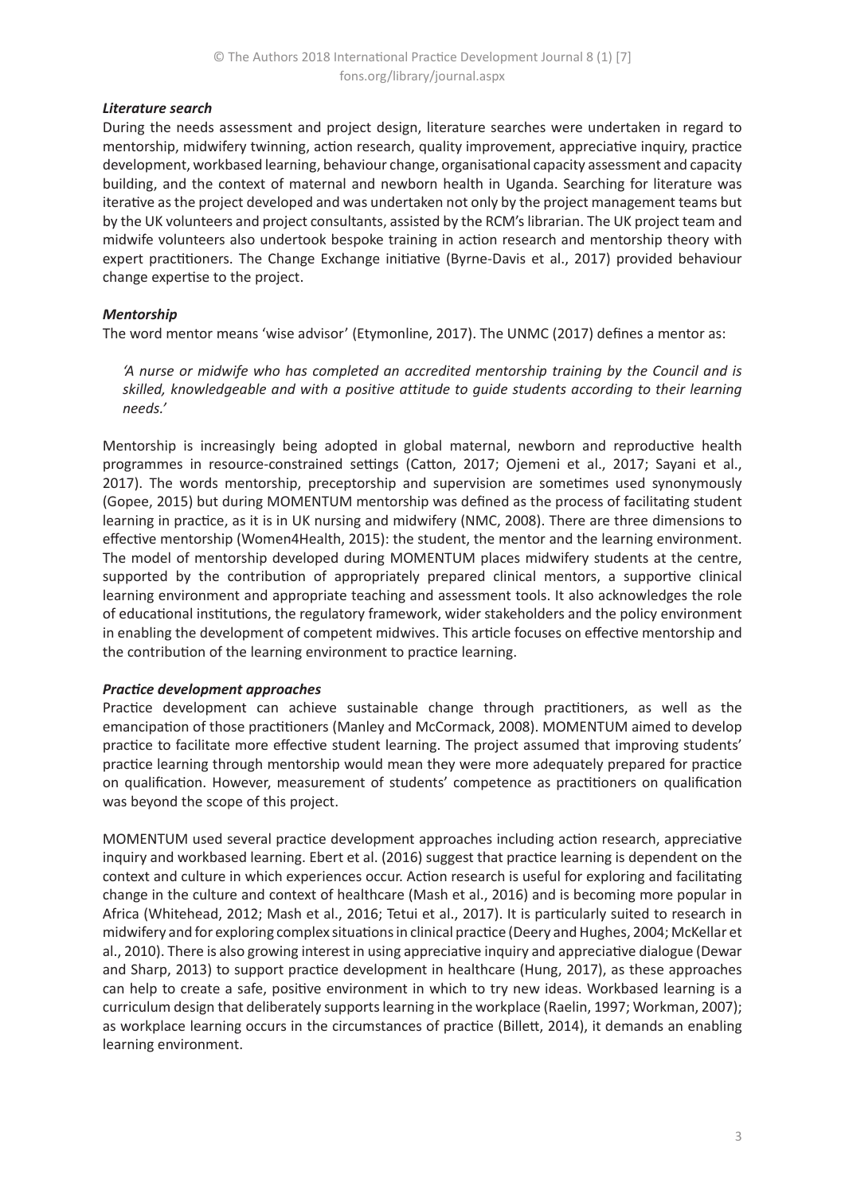### *Literature search*

During the needs assessment and project design, literature searches were undertaken in regard to mentorship, midwifery twinning, action research, quality improvement, appreciative inquiry, practice development, workbased learning, behaviour change, organisational capacity assessment and capacity building, and the context of maternal and newborn health in Uganda. Searching for literature was iterative as the project developed and was undertaken not only by the project management teams but by the UK volunteers and project consultants, assisted by the RCM's librarian. The UK project team and midwife volunteers also undertook bespoke training in action research and mentorship theory with expert practitioners. The Change Exchange initiative (Byrne-Davis et al., 2017) provided behaviour change expertise to the project.

### *Mentorship*

The word mentor means 'wise advisor' (Etymonline, 2017). The UNMC (2017) defines a mentor as:

> *'A nurse or midwife who has completed an accredited mentorship training by the Council and is skilled, knowledgeable and with a positive attitude to guide students according to their learning needs.'*

Mentorship is increasingly being adopted in global maternal, newborn and reproductive health programmes in resource-constrained settings (Catton, 2017; Ojemeni et al., 2017; Sayani et al., 2017). The words mentorship, preceptorship and supervision are sometimes used synonymously (Gopee, 2015) but during MOMENTUM mentorship was defined as the process of facilitating student learning in practice, as it is in UK nursing and midwifery (NMC, 2008). There are three dimensions to effective mentorship (Women4Health, 2015): the student, the mentor and the learning environment. The model of mentorship developed during MOMENTUM places midwifery students at the centre, supported by the contribution of appropriately prepared clinical mentors, a supportive clinical learning environment and appropriate teaching and assessment tools. It also acknowledges the role of educational institutions, the regulatory framework, wider stakeholders and the policy environment in enabling the development of competent midwives. This article focuses on effective mentorship and the contribution of the learning environment to practice learning.

### *Practice development approaches*

Practice development can achieve sustainable change through practitioners, as well as the emancipation of those practitioners (Manley and McCormack, 2008). MOMENTUM aimed to develop practice to facilitate more effective student learning. The project assumed that improving students' practice learning through mentorship would mean they were more adequately prepared for practice on qualification. However, measurement of students' competence as practitioners on qualification was beyond the scope of this project.

MOMENTUM used several practice development approaches including action research, appreciative inquiry and workbased learning. Ebert et al. (2016) suggest that practice learning is dependent on the context and culture in which experiences occur. Action research is useful for exploring and facilitating change in the culture and context of healthcare (Mash et al., 2016) and is becoming more popular in Africa (Whitehead, 2012; Mash et al., 2016; Tetui et al., 2017). It is particularly suited to research in midwifery and for exploring complex situations in clinical practice (Deery and Hughes, 2004; McKellar et al., 2010). There is also growing interest in using appreciative inquiry and appreciative dialogue (Dewar and Sharp, 2013) to support practice development in healthcare (Hung, 2017), as these approaches can help to create a safe, positive environment in which to try new ideas. Workbased learning is a curriculum design that deliberately supports learning in the workplace (Raelin, 1997; Workman, 2007); as workplace learning occurs in the circumstances of practice (Billett, 2014), it demands an enabling learning environment.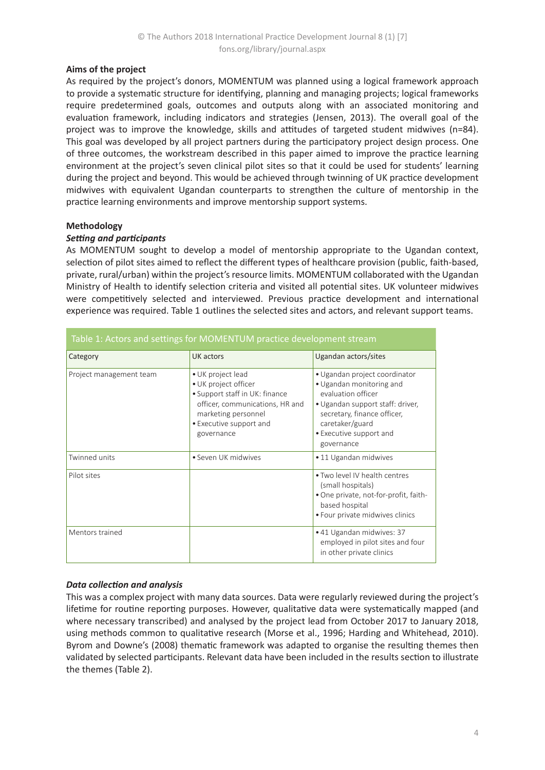## Aims of the project

As required by the project's donors, MOMENTUM was planned using a logical framework approach to provide a systematic structure for identifying, planning and managing projects; logical frameworks require predetermined goals, outcomes and outputs along with an associated monitoring and evaluation framework, including indicators and strategies (Jensen, 2013). The overall goal of the project was to improve the knowledge, skills and attitudes of targeted student midwives (n=84). This goal was developed by all project partners during the participatory project design process. One of three outcomes, the workstream described in this paper aimed to improve the practice learning environment at the project's seven clinical pilot sites so that it could be used for students' learning during the project and beyond. This would be achieved through twinning of UK practice development midwives with equivalent Ugandan counterparts to strengthen the culture of mentorship in the practice learning environments and improve mentorship support systems.

## Methodology

### *Setting and participants*

As MOMENTUM sought to develop a model of mentorship appropriate to the Ugandan context, selection of pilot sites aimed to reflect the different types of healthcare provision (public, faith-based, private, rural/urban) within the project's resource limits. MOMENTUM collaborated with the Ugandan Ministry of Health to identify selection criteria and visited all potential sites. UK volunteer midwives were competitively selected and interviewed. Previous practice development and international experience was required. Table 1 outlines the selected sites and actors, and relevant support teams.

Table 1: Actors and settings for MOMENTUM practice development stream

| Category | UK actors | Ugandan actors/sites |
|---|---|---|
| Project management team | • UK project lead<br>• UK project officer<br>• Support staff in UK: finance officer, communications, HR and marketing personnel<br>• Executive support and governance | • Ugandan project coordinator<br>• Ugandan monitoring and evaluation officer<br>• Ugandan support staff: driver, secretary, finance officer, caretaker/guard<br>• Executive support and governance |
| Twinned units | • Seven UK midwives | • 11 Ugandan midwives |
| Pilot sites | | • Two level IV health centres (small hospitals)<br>• One private, not-for-profit, faith-based hospital<br>• Four private midwives clinics |
| Mentors trained | | • 41 Ugandan midwives: 37 employed in pilot sites and four in other private clinics |

### *Data collection and analysis*

This was a complex project with many data sources. Data were regularly reviewed during the project's lifetime for routine reporting purposes. However, qualitative data were systematically mapped (and where necessary transcribed) and analysed by the project lead from October 2017 to January 2018, using methods common to qualitative research (Morse et al., 1996; Harding and Whitehead, 2010). Byrom and Downe's (2008) thematic framework was adapted to organise the resulting themes then validated by selected participants. Relevant data have been included in the results section to illustrate the themes (Table 2).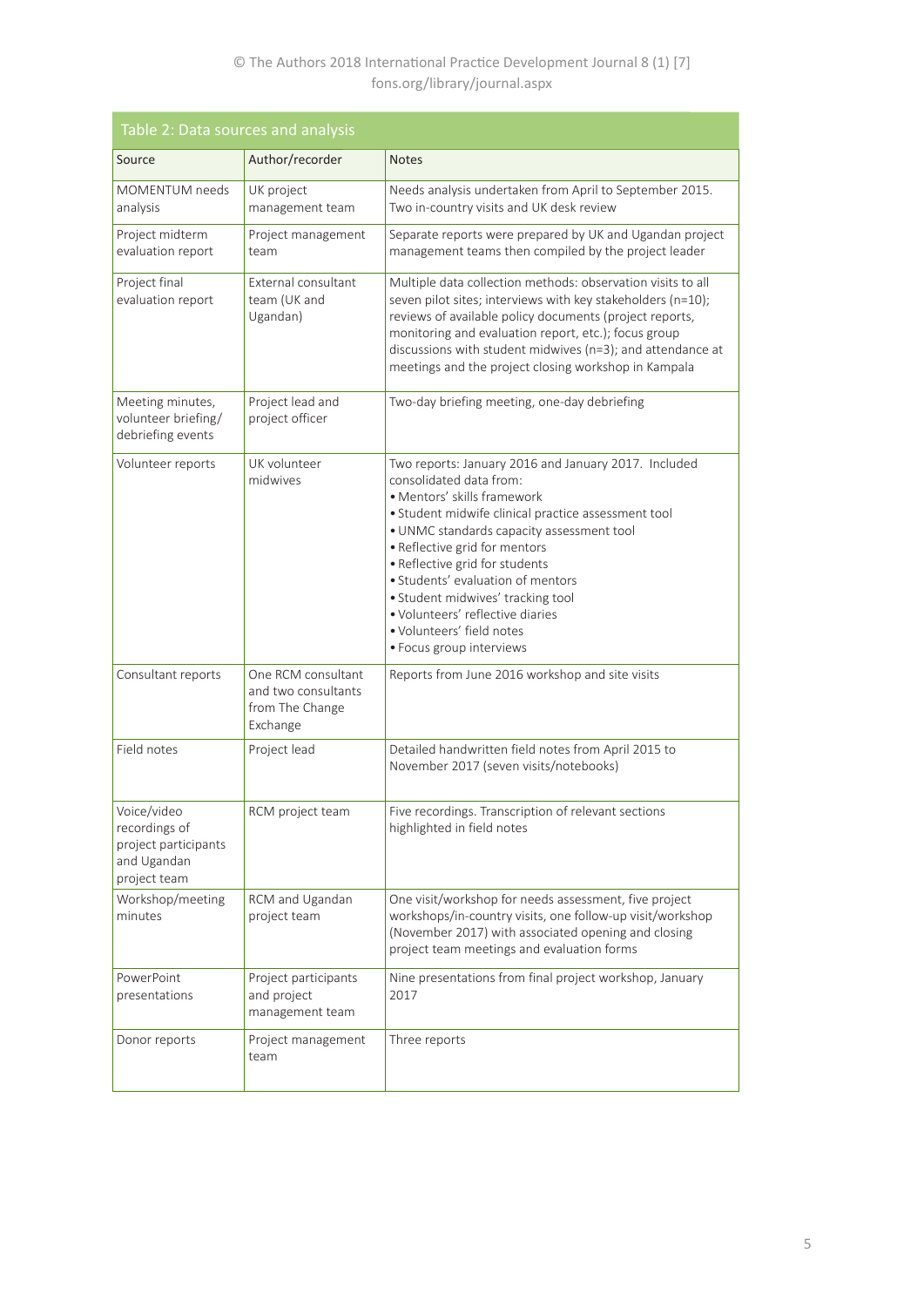Table 2: Data sources and analysis

| Source | Author/recorder | Notes |
|---|---|---|
| MOMENTUM needs analysis | UK project management team | Needs analysis undertaken from April to September 2015. Two in-country visits and UK desk review |
| Project midterm evaluation report | Project management team | Separate reports were prepared by UK and Ugandan project management teams then compiled by the project leader |
| Project final evaluation report | External consultant team (UK and Ugandan) | Multiple data collection methods: observation visits to all seven pilot sites; interviews with key stakeholders (n=10); reviews of available policy documents (project reports, monitoring and evaluation report, etc.); focus group discussions with student midwives (n=3); and attendance at meetings and the project closing workshop in Kampala |
| Meeting minutes, volunteer briefing/ debriefing events | Project lead and project officer | Two-day briefing meeting, one-day debriefing |
| Volunteer reports | UK volunteer midwives | Two reports: January 2016 and January 2017. Included consolidated data from:<br>• Mentors' skills framework<br>• Student midwife clinical practice assessment tool<br>• UNMC standards capacity assessment tool<br>• Reflective grid for mentors<br>• Reflective grid for students<br>• Students' evaluation of mentors<br>• Student midwives' tracking tool<br>• Volunteers' reflective diaries<br>• Volunteers' field notes<br>• Focus group interviews |
| Consultant reports | One RCM consultant and two consultants from The Change Exchange | Reports from June 2016 workshop and site visits |
| Field notes | Project lead | Detailed handwritten field notes from April 2015 to November 2017 (seven visits/notebooks) |
| Voice/video recordings of project participants and Ugandan project team | RCM project team | Five recordings. Transcription of relevant sections highlighted in field notes |
| Workshop/meeting minutes | RCM and Ugandan project team | One visit/workshop for needs assessment, five project workshops/in-country visits, one follow-up visit/workshop (November 2017) with associated opening and closing project team meetings and evaluation forms |
| PowerPoint presentations | Project participants and project management team | Nine presentations from final project workshop, January 2017 |
| Donor reports | Project management team | Three reports |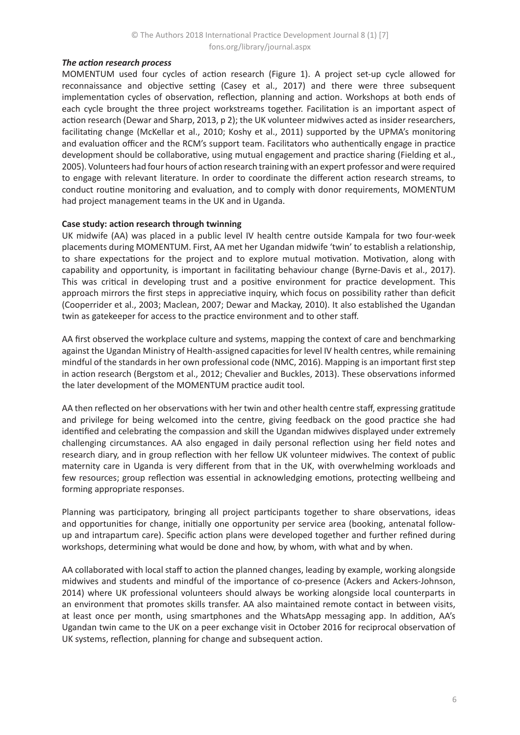***The action research process***

MOMENTUM used four cycles of action research (Figure 1). A project set-up cycle allowed for reconnaissance and objective setting (Casey et al., 2017) and there were three subsequent implementation cycles of observation, reflection, planning and action. Workshops at both ends of each cycle brought the three project workstreams together. Facilitation is an important aspect of action research (Dewar and Sharp, 2013, p 2); the UK volunteer midwives acted as insider researchers, facilitating change (McKellar et al., 2010; Koshy et al., 2011) supported by the UPMA's monitoring and evaluation officer and the RCM's support team. Facilitators who authentically engage in practice development should be collaborative, using mutual engagement and practice sharing (Fielding et al., 2005). Volunteers had four hours of action research training with an expert professor and were required to engage with relevant literature. In order to coordinate the different action research streams, to conduct routine monitoring and evaluation, and to comply with donor requirements, MOMENTUM had project management teams in the UK and in Uganda.

**Case study: action research through twinning**

UK midwife (AA) was placed in a public level IV health centre outside Kampala for two four-week placements during MOMENTUM. First, AA met her Ugandan midwife 'twin' to establish a relationship, to share expectations for the project and to explore mutual motivation. Motivation, along with capability and opportunity, is important in facilitating behaviour change (Byrne-Davis et al., 2017). This was critical in developing trust and a positive environment for practice development. This approach mirrors the first steps in appreciative inquiry, which focus on possibility rather than deficit (Cooperrider et al., 2003; Maclean, 2007; Dewar and Mackay, 2010). It also established the Ugandan twin as gatekeeper for access to the practice environment and to other staff.

AA first observed the workplace culture and systems, mapping the context of care and benchmarking against the Ugandan Ministry of Health-assigned capacities for level IV health centres, while remaining mindful of the standards in her own professional code (NMC, 2016). Mapping is an important first step in action research (Bergstom et al., 2012; Chevalier and Buckles, 2013). These observations informed the later development of the MOMENTUM practice audit tool.

AA then reflected on her observations with her twin and other health centre staff, expressing gratitude and privilege for being welcomed into the centre, giving feedback on the good practice she had identified and celebrating the compassion and skill the Ugandan midwives displayed under extremely challenging circumstances. AA also engaged in daily personal reflection using her field notes and research diary, and in group reflection with her fellow UK volunteer midwives. The context of public maternity care in Uganda is very different from that in the UK, with overwhelming workloads and few resources; group reflection was essential in acknowledging emotions, protecting wellbeing and forming appropriate responses.

Planning was participatory, bringing all project participants together to share observations, ideas and opportunities for change, initially one opportunity per service area (booking, antenatal follow-up and intrapartum care). Specific action plans were developed together and further refined during workshops, determining what would be done and how, by whom, with what and by when.

AA collaborated with local staff to action the planned changes, leading by example, working alongside midwives and students and mindful of the importance of co-presence (Ackers and Ackers-Johnson, 2014) where UK professional volunteers should always be working alongside local counterparts in an environment that promotes skills transfer. AA also maintained remote contact in between visits, at least once per month, using smartphones and the WhatsApp messaging app. In addition, AA's Ugandan twin came to the UK on a peer exchange visit in October 2016 for reciprocal observation of UK systems, reflection, planning for change and subsequent action.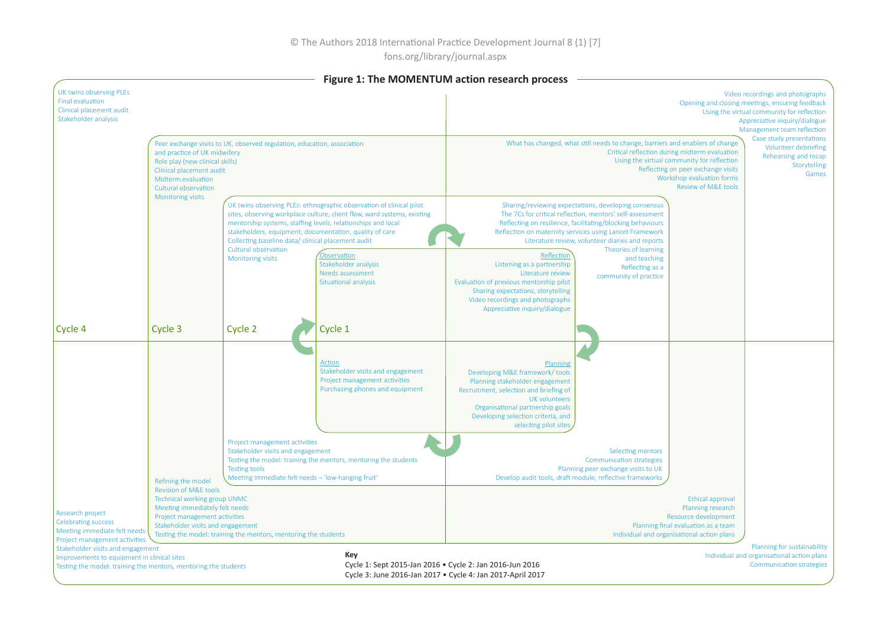**Figure 1: The MOMENTUM action research process**

### Cycle 1

**Observation**
- Stakeholder analysis
- Needs assessment
- Situational analysis

**Reflection**
- Listening as a partnership
- Literature review
- Evaluation of previous mentorship pilot
- Sharing expectations, storytelling
- Video recordings and photographs
- Appreciative inquiry/dialogue

**Planning**
- Developing M&E framework/ tools
- Planning stakeholder engagement
- Recruitment, selection and briefing of UK volunteers
- Organisational partnership goals
- Developing selection criteria, and selecting pilot sites

**Action**
- Stakeholder visits and engagement
- Project management activities
- Purchasing phones and equipment

### Cycle 2

**Observation**
- UK twins observing PLEs: ethnographic observation of clinical pilot sites, observing workplace culture, client flow, ward systems, existing mentorship systems, staffing levels, relationships and local stakeholders, equipment, documentation, quality of care
- Collecting baseline data/ clinical placement audit
- Cultural observation
- Monitoring visits

**Reflection**
- Sharing/reviewing expectations, developing consensus
- The 7Cs for critical reflection, mentors' self-assessment
- Reflecting on resilience, facilitating/blocking behaviours
- Reflection on maternity services using Lancet Framework
- Literature review, volunteer diaries and reports
- Theories of learning and teaching
- Reflecting as a community of practice

**Planning**
- Selecting mentors
- Communication strategies
- Planning peer exchange visits to UK
- Develop audit tools, draft module, reflective frameworks

**Action**
- Project management activities
- Stakeholder visits and engagement
- Testing the model: training the mentors, mentoring the students
- Testing tools
- Meeting immediate felt needs – 'low-hanging fruit'

### Cycle 3

**Observation**
- Peer exchange visits to UK, observed regulation, education, association and practice of UK midwifery
- Role play (new clinical skills)
- Clinical placement audit
- Midterm evaluation
- Cultural observation
- Monitoring visits

**Reflection**
- What has changed, what still needs to change, barriers and enablers of change
- Critical reflection during midterm evaluation
- Using the virtual community for reflection
- Reflecting on peer exchange visits
- Workshop evaluation forms
- Review of M&E tools

**Planning**
- Ethical approval
- Planning research
- Resource development
- Planning final evaluation as a team
- Individual and organisational action plans

**Action**
- Refining the model
- Revision of M&E tools
- Technical working group UNMC
- Meeting immediately felt needs
- Project management activities
- Stakeholder visits and engagement
- Testing the model: training the mentors, mentoring the students

### Cycle 4

**Observation**
- UK twins observing PLEs
- Final evaluation
- Clinical placement audit
- Stakeholder analysis

**Reflection**
- Video recordings and photographs
- Opening and closing meetings, ensuring feedback
- Using the virtual community for reflection
- Appreciative inquiry/dialogue
- Management team reflection
- Case study presentations
- Volunteer debriefing
- Rehearsing and recap
- Storytelling
- Games

**Planning**
- Planning for sustainability
- Individual and organisational action plans
- Communication strategies

**Action**
- Research project
- Celebrating success
- Meeting immediate felt needs
- Project management activities
- Stakeholder visits and engagement
- Improvements to equipment in clinical sites
- Testing the model: training the mentors, mentoring the students

**Key**
Cycle 1: Sept 2015-Jan 2016 • Cycle 2: Jan 2016-Jun 2016
Cycle 3: June 2016-Jan 2017 • Cycle 4: Jan 2017-April 2017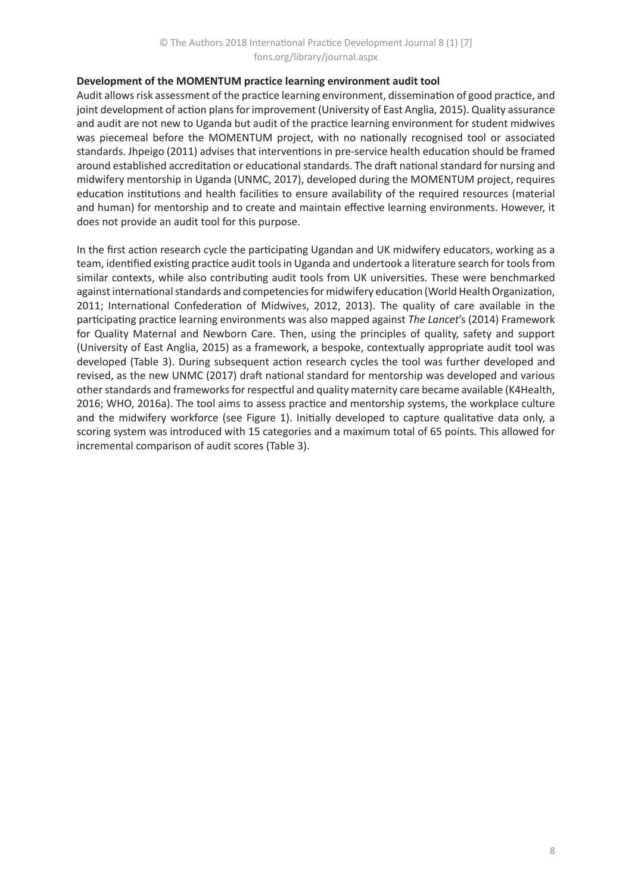**Development of the MOMENTUM practice learning environment audit tool**

Audit allows risk assessment of the practice learning environment, dissemination of good practice, and joint development of action plans for improvement (University of East Anglia, 2015). Quality assurance and audit are not new to Uganda but audit of the practice learning environment for student midwives was piecemeal before the MOMENTUM project, with no nationally recognised tool or associated standards. Jhpeigo (2011) advises that interventions in pre-service health education should be framed around established accreditation or educational standards. The draft national standard for nursing and midwifery mentorship in Uganda (UNMC, 2017), developed during the MOMENTUM project, requires education institutions and health facilities to ensure availability of the required resources (material and human) for mentorship and to create and maintain effective learning environments. However, it does not provide an audit tool for this purpose.

In the first action research cycle the participating Ugandan and UK midwifery educators, working as a team, identified existing practice audit tools in Uganda and undertook a literature search for tools from similar contexts, while also contributing audit tools from UK universities. These were benchmarked against international standards and competencies for midwifery education (World Health Organization, 2011; International Confederation of Midwives, 2012, 2013). The quality of care available in the participating practice learning environments was also mapped against *The Lancet*'s (2014) Framework for Quality Maternal and Newborn Care. Then, using the principles of quality, safety and support (University of East Anglia, 2015) as a framework, a bespoke, contextually appropriate audit tool was developed (Table 3). During subsequent action research cycles the tool was further developed and revised, as the new UNMC (2017) draft national standard for mentorship was developed and various other standards and frameworks for respectful and quality maternity care became available (K4Health, 2016; WHO, 2016a). The tool aims to assess practice and mentorship systems, the workplace culture and the midwifery workforce (see Figure 1). Initially developed to capture qualitative data only, a scoring system was introduced with 15 categories and a maximum total of 65 points. This allowed for incremental comparison of audit scores (Table 3).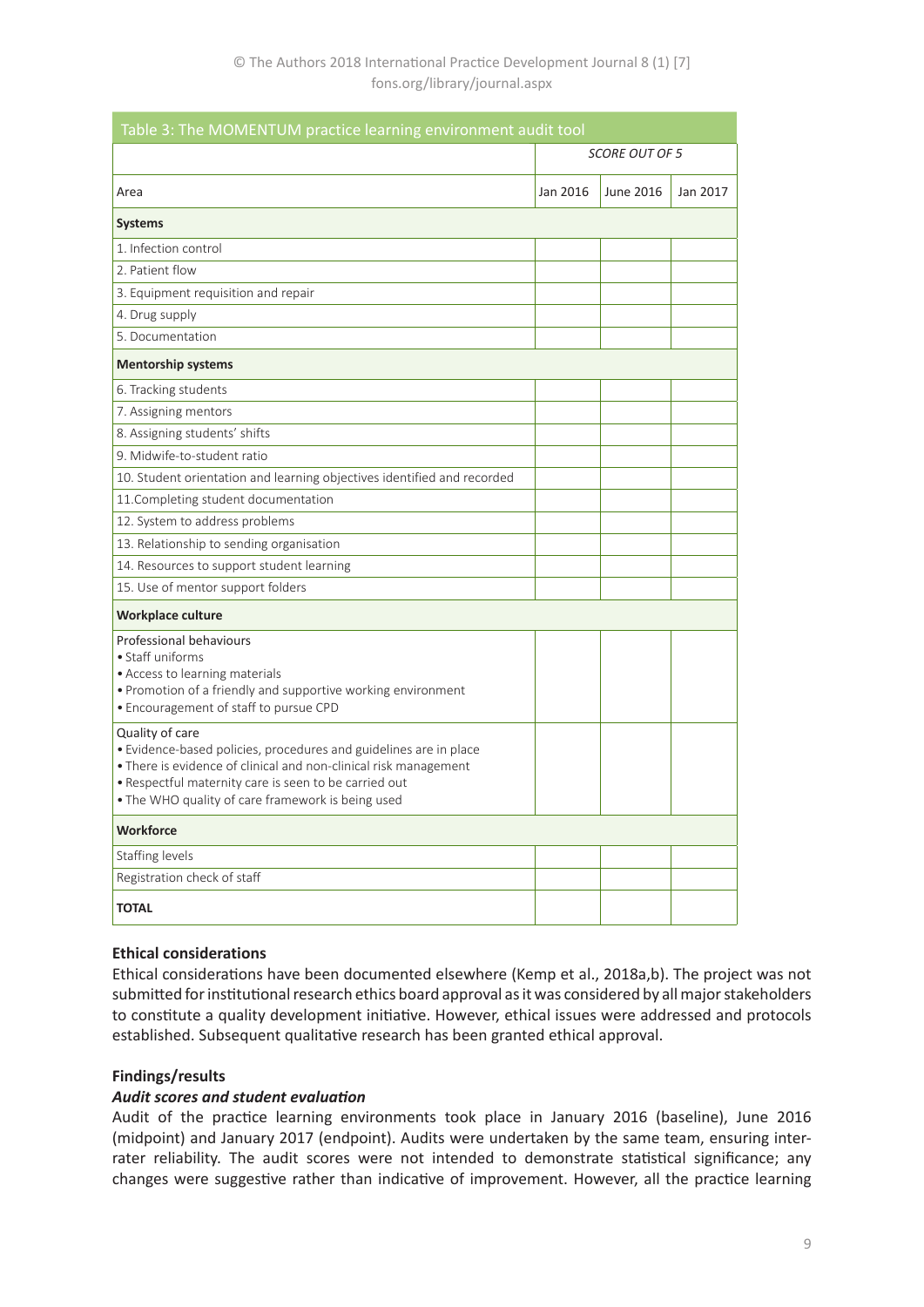Table 3: The MOMENTUM practice learning environment audit tool

| | SCORE OUT OF 5 | | |
|---|---|---|---|
| Area | Jan 2016 | June 2016 | Jan 2017 |
| **Systems** | | | |
| 1. Infection control | | | |
| 2. Patient flow | | | |
| 3. Equipment requisition and repair | | | |
| 4. Drug supply | | | |
| 5. Documentation | | | |
| **Mentorship systems** | | | |
| 6. Tracking students | | | |
| 7. Assigning mentors | | | |
| 8. Assigning students' shifts | | | |
| 9. Midwife-to-student ratio | | | |
| 10. Student orientation and learning objectives identified and recorded | | | |
| 11.Completing student documentation | | | |
| 12. System to address problems | | | |
| 13. Relationship to sending organisation | | | |
| 14. Resources to support student learning | | | |
| 15. Use of mentor support folders | | | |
| **Workplace culture** | | | |
| Professional behaviours<br>• Staff uniforms<br>• Access to learning materials<br>• Promotion of a friendly and supportive working environment<br>• Encouragement of staff to pursue CPD | | | |
| Quality of care<br>• Evidence-based policies, procedures and guidelines are in place<br>• There is evidence of clinical and non-clinical risk management<br>• Respectful maternity care is seen to be carried out<br>• The WHO quality of care framework is being used | | | |
| **Workforce** | | | |
| Staffing levels | | | |
| Registration check of staff | | | |
| **TOTAL** | | | |

### Ethical considerations

Ethical considerations have been documented elsewhere (Kemp et al., 2018a,b). The project was not submitted for institutional research ethics board approval as it was considered by all major stakeholders to constitute a quality development initiative. However, ethical issues were addressed and protocols established. Subsequent qualitative research has been granted ethical approval.

### Findings/results

#### *Audit scores and student evaluation*

Audit of the practice learning environments took place in January 2016 (baseline), June 2016 (midpoint) and January 2017 (endpoint). Audits were undertaken by the same team, ensuring inter-rater reliability. The audit scores were not intended to demonstrate statistical significance; any changes were suggestive rather than indicative of improvement. However, all the practice learning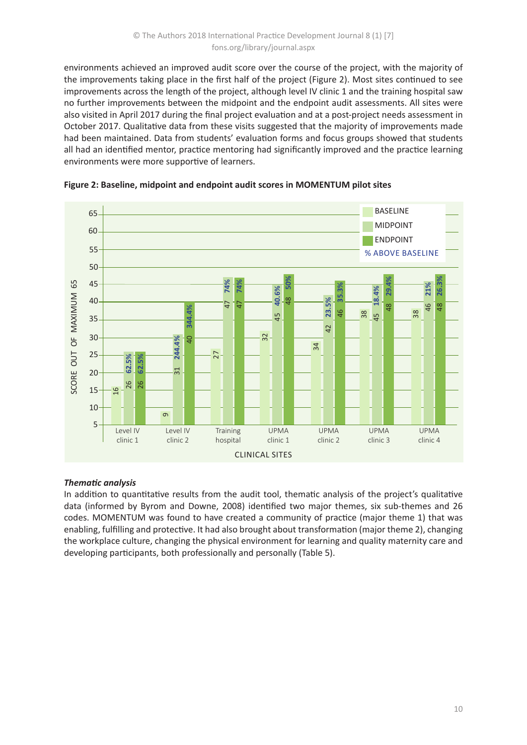environments achieved an improved audit score over the course of the project, with the majority of the improvements taking place in the first half of the project (Figure 2). Most sites continued to see improvements across the length of the project, although level IV clinic 1 and the training hospital saw no further improvements between the midpoint and the endpoint audit assessments. All sites were also visited in April 2017 during the final project evaluation and at a post-project needs assessment in October 2017. Qualitative data from these visits suggested that the majority of improvements made had been maintained. Data from students' evaluation forms and focus groups showed that students all had an identified mentor, practice mentoring had significantly improved and the practice learning environments were more supportive of learners.

**Figure 2: Baseline, midpoint and endpoint audit scores in MOMENTUM pilot sites**

| Clinical site | Baseline | Midpoint | Endpoint | % above baseline (midpoint) | % above baseline (endpoint) |
|---|---|---|---|---|---|
| Level IV clinic 1 | 16 | 26 | 26 | 62.5% | 62.5% |
| Level IV clinic 2 | 9 | 31 | 40 | 244.4% | 344.4% |
| Training hospital | 27 | 47 | 47 | 74% | 74% |
| UPMA clinic 1 | 32 | 45 | 48 | 40.6% | 50% |
| UPMA clinic 2 | 34 | 42 | 46 | 23.5% | 35.3% |
| UPMA clinic 3 | 38 | 45 | 48 | 18.4% | 29.4% |
| UPMA clinic 4 | 38 | 46 | 48 | 21% | 26.3% |

*Thematic analysis*

In addition to quantitative results from the audit tool, thematic analysis of the project's qualitative data (informed by Byrom and Downe, 2008) identified two major themes, six sub-themes and 26 codes. MOMENTUM was found to have created a community of practice (major theme 1) that was enabling, fulfilling and protective. It had also brought about transformation (major theme 2), changing the workplace culture, changing the physical environment for learning and quality maternity care and developing participants, both professionally and personally (Table 5).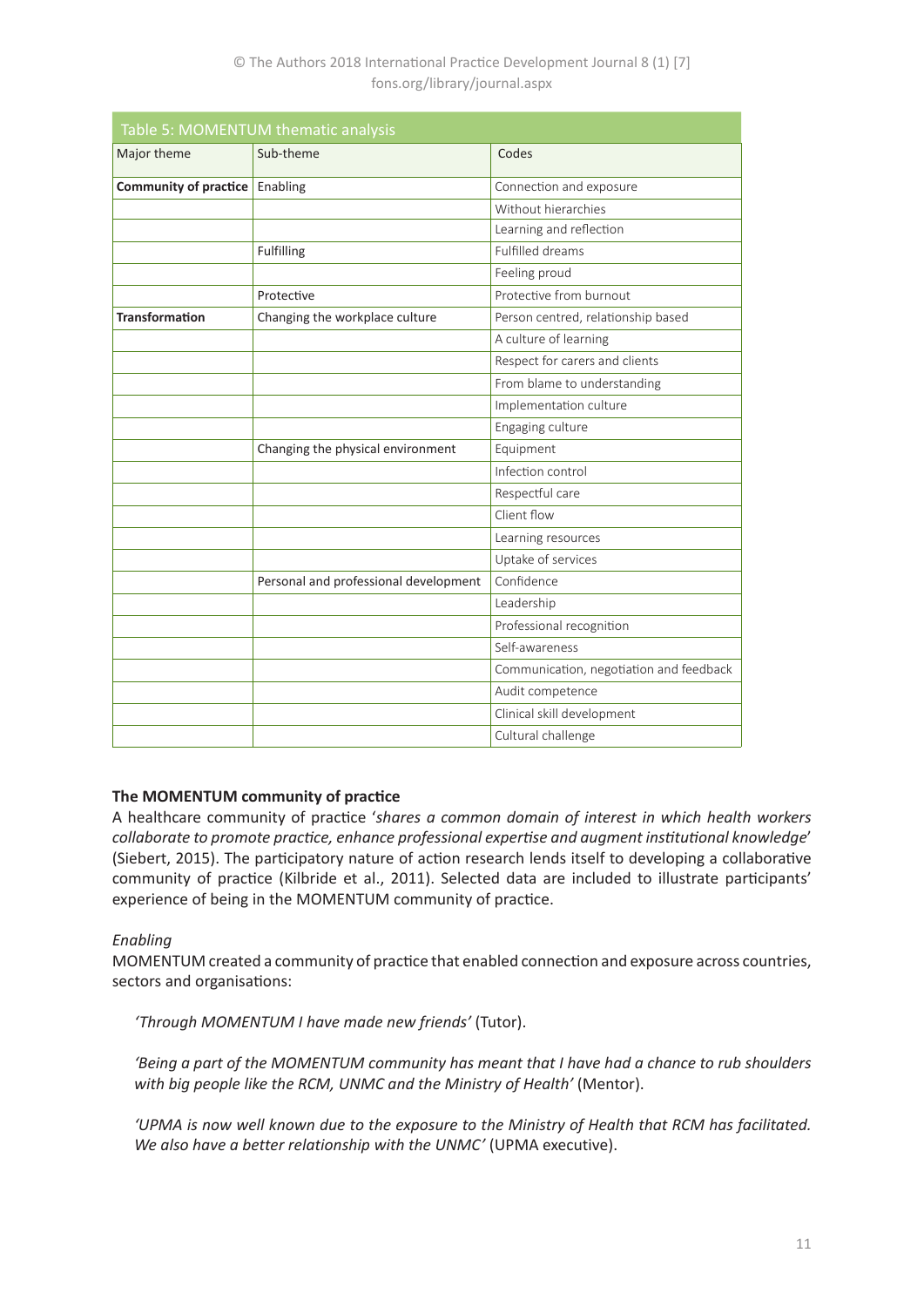Table 5: MOMENTUM thematic analysis

| Major theme | Sub-theme | Codes |
| --- | --- | --- |
| **Community of practice** | Enabling | Connection and exposure |
| | | Without hierarchies |
| | | Learning and reflection |
| | Fulfilling | Fulfilled dreams |
| | | Feeling proud |
| | Protective | Protective from burnout |
| **Transformation** | Changing the workplace culture | Person centred, relationship based |
| | | A culture of learning |
| | | Respect for carers and clients |
| | | From blame to understanding |
| | | Implementation culture |
| | | Engaging culture |
| | Changing the physical environment | Equipment |
| | | Infection control |
| | | Respectful care |
| | | Client flow |
| | | Learning resources |
| | | Uptake of services |
| | Personal and professional development | Confidence |
| | | Leadership |
| | | Professional recognition |
| | | Self-awareness |
| | | Communication, negotiation and feedback |
| | | Audit competence |
| | | Clinical skill development |
| | | Cultural challenge |

### The MOMENTUM community of practice

A healthcare community of practice '*shares a common domain of interest in which health workers collaborate to promote practice, enhance professional expertise and augment institutional knowledge*' (Siebert, 2015). The participatory nature of action research lends itself to developing a collaborative community of practice (Kilbride et al., 2011). Selected data are included to illustrate participants' experience of being in the MOMENTUM community of practice.

*Enabling*

MOMENTUM created a community of practice that enabled connection and exposure across countries, sectors and organisations:

> *'Through MOMENTUM I have made new friends'* (Tutor).

> *'Being a part of the MOMENTUM community has meant that I have had a chance to rub shoulders with big people like the RCM, UNMC and the Ministry of Health'* (Mentor).

> *'UPMA is now well known due to the exposure to the Ministry of Health that RCM has facilitated. We also have a better relationship with the UNMC'* (UPMA executive).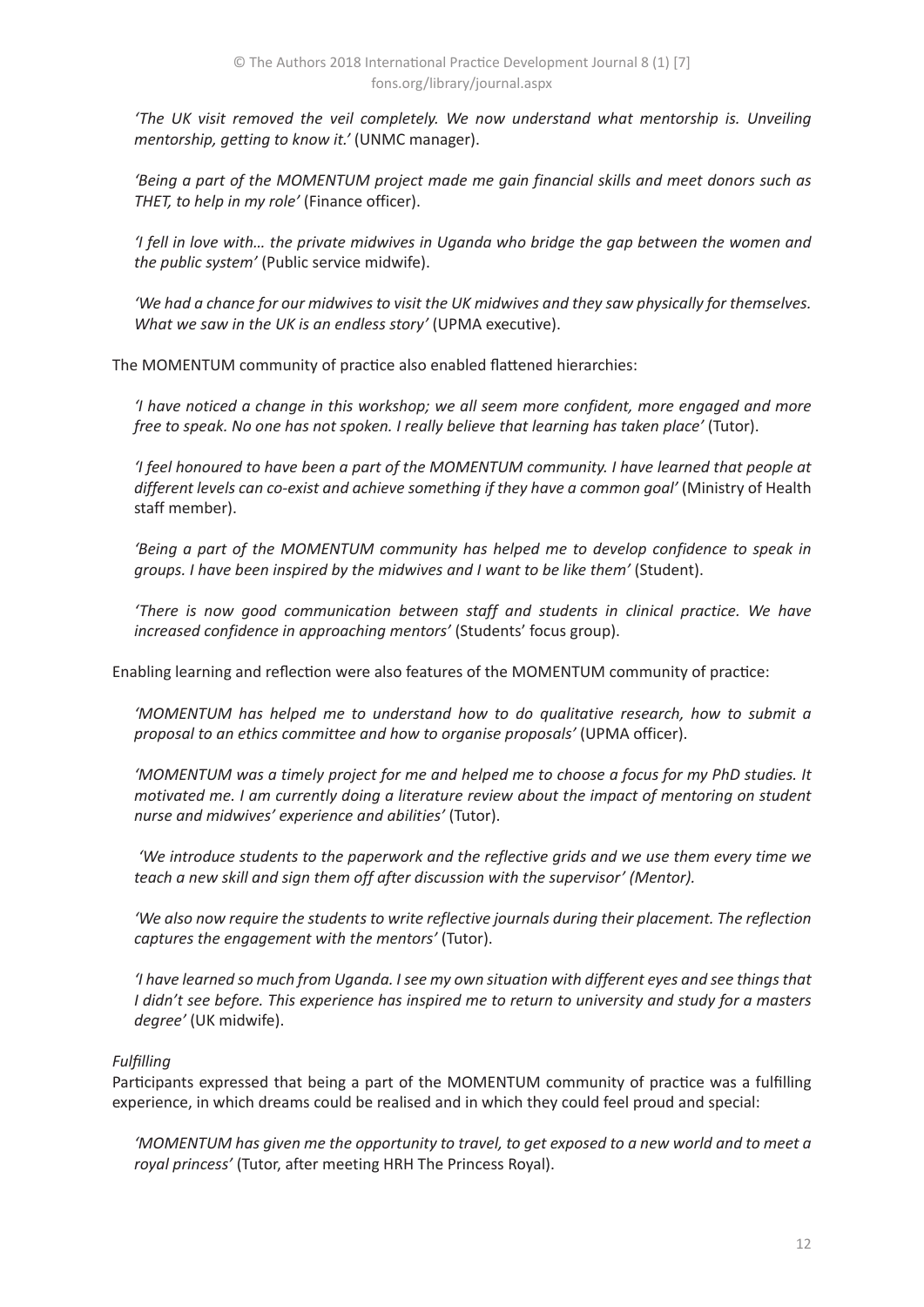*'The UK visit removed the veil completely. We now understand what mentorship is. Unveiling mentorship, getting to know it.'* (UNMC manager).

*'Being a part of the MOMENTUM project made me gain financial skills and meet donors such as THET, to help in my role'* (Finance officer).

*'I fell in love with… the private midwives in Uganda who bridge the gap between the women and the public system'* (Public service midwife).

*'We had a chance for our midwives to visit the UK midwives and they saw physically for themselves. What we saw in the UK is an endless story'* (UPMA executive).

The MOMENTUM community of practice also enabled flattened hierarchies:

*'I have noticed a change in this workshop; we all seem more confident, more engaged and more free to speak. No one has not spoken. I really believe that learning has taken place'* (Tutor).

*'I feel honoured to have been a part of the MOMENTUM community. I have learned that people at different levels can co-exist and achieve something if they have a common goal'* (Ministry of Health staff member).

*'Being a part of the MOMENTUM community has helped me to develop confidence to speak in groups. I have been inspired by the midwives and I want to be like them'* (Student).

*'There is now good communication between staff and students in clinical practice. We have increased confidence in approaching mentors'* (Students' focus group).

Enabling learning and reflection were also features of the MOMENTUM community of practice:

*'MOMENTUM has helped me to understand how to do qualitative research, how to submit a proposal to an ethics committee and how to organise proposals'* (UPMA officer).

*'MOMENTUM was a timely project for me and helped me to choose a focus for my PhD studies. It motivated me. I am currently doing a literature review about the impact of mentoring on student nurse and midwives' experience and abilities'* (Tutor).

*'We introduce students to the paperwork and the reflective grids and we use them every time we teach a new skill and sign them off after discussion with the supervisor' (Mentor).*

*'We also now require the students to write reflective journals during their placement. The reflection captures the engagement with the mentors'* (Tutor).

*'I have learned so much from Uganda. I see my own situation with different eyes and see things that I didn't see before. This experience has inspired me to return to university and study for a masters degree'* (UK midwife).

*Fulfilling*

Participants expressed that being a part of the MOMENTUM community of practice was a fulfilling experience, in which dreams could be realised and in which they could feel proud and special:

*'MOMENTUM has given me the opportunity to travel, to get exposed to a new world and to meet a royal princess'* (Tutor, after meeting HRH The Princess Royal).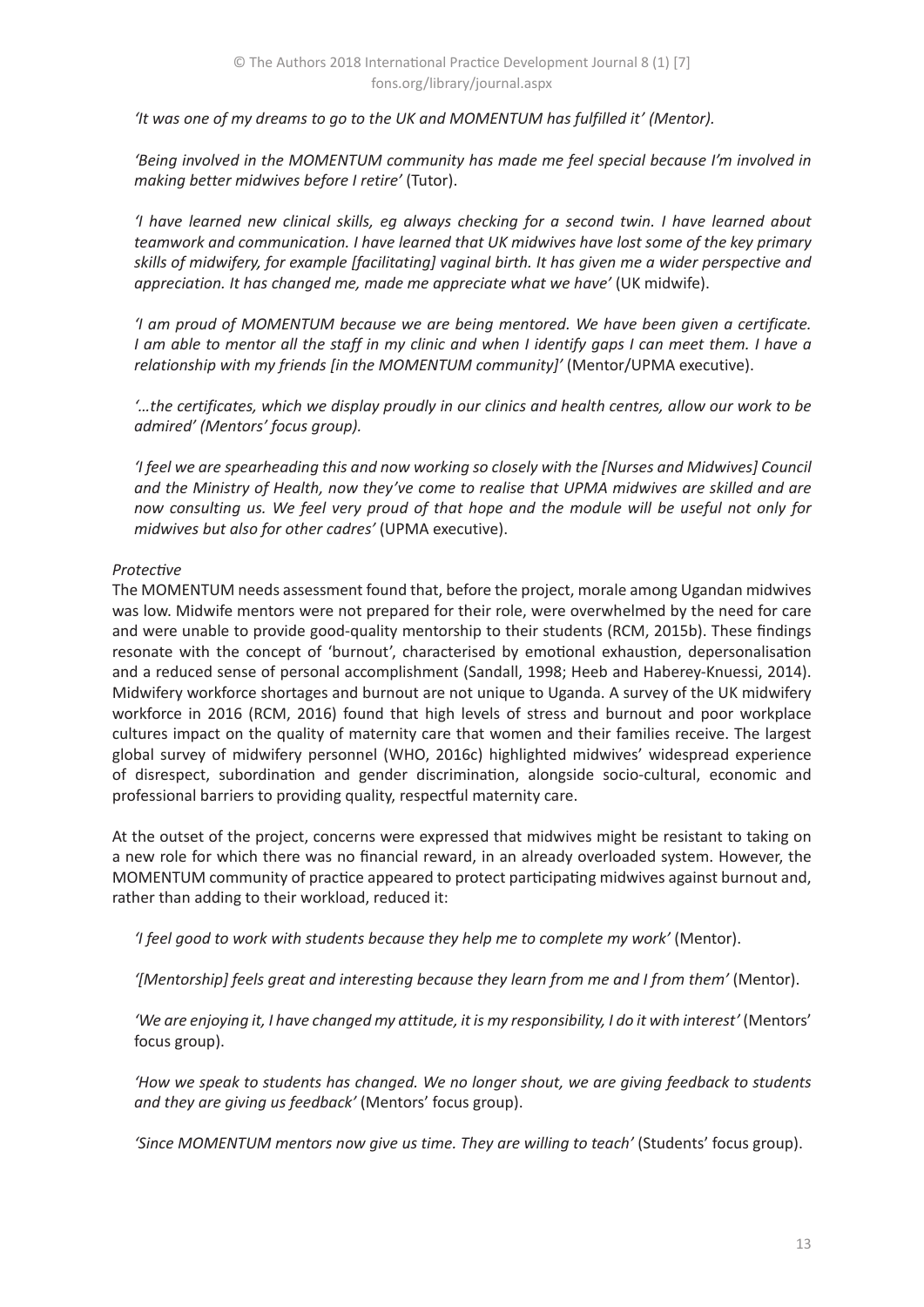*'It was one of my dreams to go to the UK and MOMENTUM has fulfilled it' (Mentor).*

*'Being involved in the MOMENTUM community has made me feel special because I'm involved in making better midwives before I retire'* (Tutor).

*'I have learned new clinical skills, eg always checking for a second twin. I have learned about teamwork and communication. I have learned that UK midwives have lost some of the key primary skills of midwifery, for example [facilitating] vaginal birth. It has given me a wider perspective and appreciation. It has changed me, made me appreciate what we have'* (UK midwife).

*'I am proud of MOMENTUM because we are being mentored. We have been given a certificate. I am able to mentor all the staff in my clinic and when I identify gaps I can meet them. I have a relationship with my friends [in the MOMENTUM community]'* (Mentor/UPMA executive).

*'...the certificates, which we display proudly in our clinics and health centres, allow our work to be admired' (Mentors' focus group).*

*'I feel we are spearheading this and now working so closely with the [Nurses and Midwives] Council and the Ministry of Health, now they've come to realise that UPMA midwives are skilled and are now consulting us. We feel very proud of that hope and the module will be useful not only for midwives but also for other cadres'* (UPMA executive).

*Protective*

The MOMENTUM needs assessment found that, before the project, morale among Ugandan midwives was low. Midwife mentors were not prepared for their role, were overwhelmed by the need for care and were unable to provide good-quality mentorship to their students (RCM, 2015b). These findings resonate with the concept of 'burnout', characterised by emotional exhaustion, depersonalisation and a reduced sense of personal accomplishment (Sandall, 1998; Heeb and Haberey-Knuessi, 2014). Midwifery workforce shortages and burnout are not unique to Uganda. A survey of the UK midwifery workforce in 2016 (RCM, 2016) found that high levels of stress and burnout and poor workplace cultures impact on the quality of maternity care that women and their families receive. The largest global survey of midwifery personnel (WHO, 2016c) highlighted midwives' widespread experience of disrespect, subordination and gender discrimination, alongside socio-cultural, economic and professional barriers to providing quality, respectful maternity care.

At the outset of the project, concerns were expressed that midwives might be resistant to taking on a new role for which there was no financial reward, in an already overloaded system. However, the MOMENTUM community of practice appeared to protect participating midwives against burnout and, rather than adding to their workload, reduced it:

*'I feel good to work with students because they help me to complete my work'* (Mentor).

*'[Mentorship] feels great and interesting because they learn from me and I from them'* (Mentor).

*'We are enjoying it, I have changed my attitude, it is my responsibility, I do it with interest'* (Mentors' focus group).

*'How we speak to students has changed. We no longer shout, we are giving feedback to students and they are giving us feedback'* (Mentors' focus group).

*'Since MOMENTUM mentors now give us time. They are willing to teach'* (Students' focus group).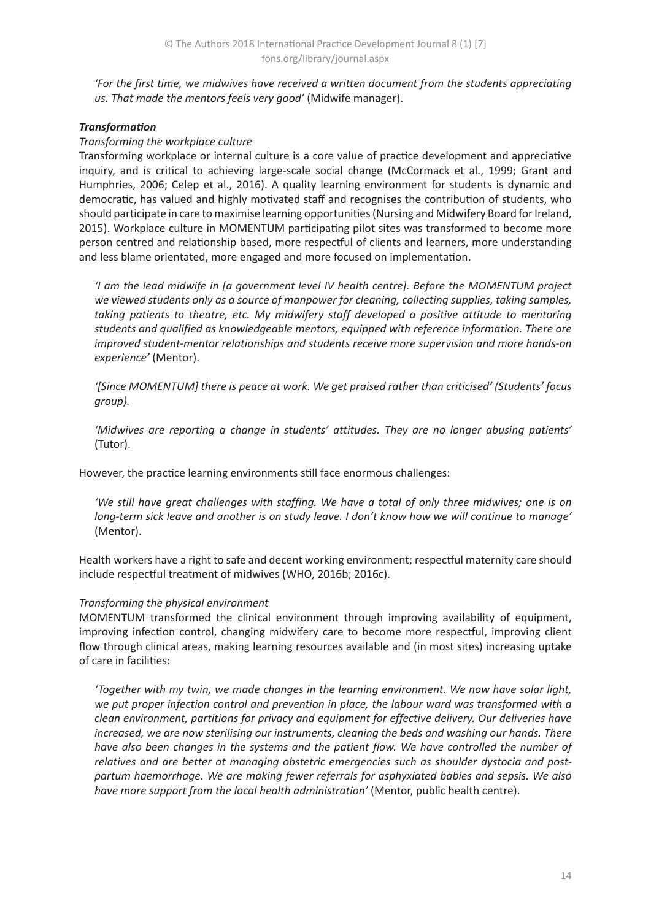*'For the first time, we midwives have received a written document from the students appreciating us. That made the mentors feels very good'* (Midwife manager).

***Transformation***

*Transforming the workplace culture*

Transforming workplace or internal culture is a core value of practice development and appreciative inquiry, and is critical to achieving large-scale social change (McCormack et al., 1999; Grant and Humphries, 2006; Celep et al., 2016). A quality learning environment for students is dynamic and democratic, has valued and highly motivated staff and recognises the contribution of students, who should participate in care to maximise learning opportunities (Nursing and Midwifery Board for Ireland, 2015). Workplace culture in MOMENTUM participating pilot sites was transformed to become more person centred and relationship based, more respectful of clients and learners, more understanding and less blame orientated, more engaged and more focused on implementation.

> *'I am the lead midwife in [a government level IV health centre]. Before the MOMENTUM project we viewed students only as a source of manpower for cleaning, collecting supplies, taking samples, taking patients to theatre, etc. My midwifery staff developed a positive attitude to mentoring students and qualified as knowledgeable mentors, equipped with reference information. There are improved student-mentor relationships and students receive more supervision and more hands-on experience'* (Mentor).
>
> *'[Since MOMENTUM] there is peace at work. We get praised rather than criticised' (Students' focus group).*
>
> *'Midwives are reporting a change in students' attitudes. They are no longer abusing patients'* (Tutor).

However, the practice learning environments still face enormous challenges:

> *'We still have great challenges with staffing. We have a total of only three midwives; one is on long-term sick leave and another is on study leave. I don't know how we will continue to manage'* (Mentor).

Health workers have a right to safe and decent working environment; respectful maternity care should include respectful treatment of midwives (WHO, 2016b; 2016c).

*Transforming the physical environment*

MOMENTUM transformed the clinical environment through improving availability of equipment, improving infection control, changing midwifery care to become more respectful, improving client flow through clinical areas, making learning resources available and (in most sites) increasing uptake of care in facilities:

> *'Together with my twin, we made changes in the learning environment. We now have solar light, we put proper infection control and prevention in place, the labour ward was transformed with a clean environment, partitions for privacy and equipment for effective delivery. Our deliveries have increased, we are now sterilising our instruments, cleaning the beds and washing our hands. There have also been changes in the systems and the patient flow. We have controlled the number of relatives and are better at managing obstetric emergencies such as shoulder dystocia and post-partum haemorrhage. We are making fewer referrals for asphyxiated babies and sepsis. We also have more support from the local health administration'* (Mentor, public health centre).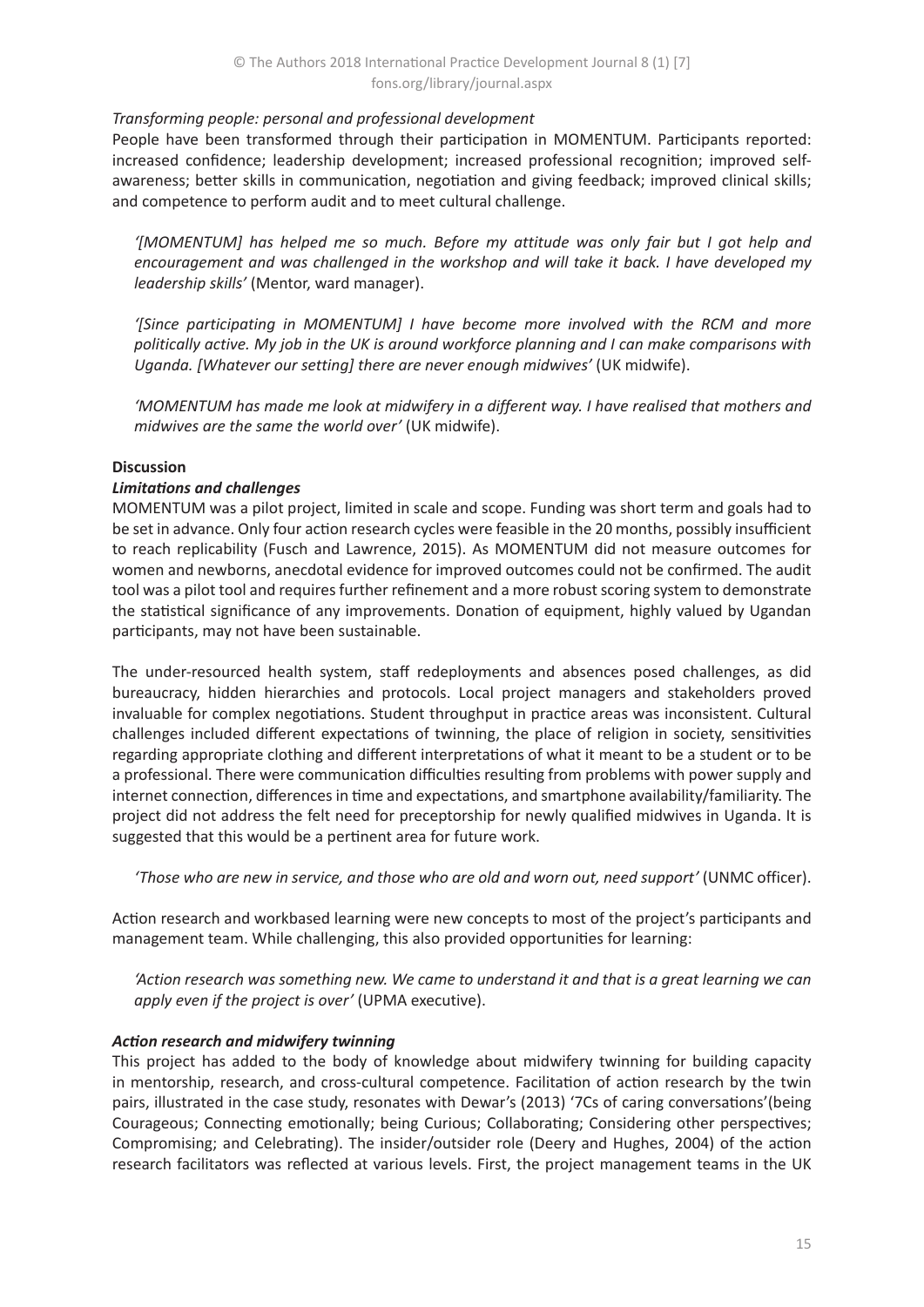*Transforming people: personal and professional development*

People have been transformed through their participation in MOMENTUM. Participants reported: increased confidence; leadership development; increased professional recognition; improved self-awareness; better skills in communication, negotiation and giving feedback; improved clinical skills; and competence to perform audit and to meet cultural challenge.

> *'[MOMENTUM] has helped me so much. Before my attitude was only fair but I got help and encouragement and was challenged in the workshop and will take it back. I have developed my leadership skills'* (Mentor, ward manager).

> *'[Since participating in MOMENTUM] I have become more involved with the RCM and more politically active. My job in the UK is around workforce planning and I can make comparisons with Uganda. [Whatever our setting] there are never enough midwives'* (UK midwife).

> *'MOMENTUM has made me look at midwifery in a different way. I have realised that mothers and midwives are the same the world over'* (UK midwife).

## Discussion

### *Limitations and challenges*

MOMENTUM was a pilot project, limited in scale and scope. Funding was short term and goals had to be set in advance. Only four action research cycles were feasible in the 20 months, possibly insufficient to reach replicability (Fusch and Lawrence, 2015). As MOMENTUM did not measure outcomes for women and newborns, anecdotal evidence for improved outcomes could not be confirmed. The audit tool was a pilot tool and requires further refinement and a more robust scoring system to demonstrate the statistical significance of any improvements. Donation of equipment, highly valued by Ugandan participants, may not have been sustainable.

The under-resourced health system, staff redeployments and absences posed challenges, as did bureaucracy, hidden hierarchies and protocols. Local project managers and stakeholders proved invaluable for complex negotiations. Student throughput in practice areas was inconsistent. Cultural challenges included different expectations of twinning, the place of religion in society, sensitivities regarding appropriate clothing and different interpretations of what it meant to be a student or to be a professional. There were communication difficulties resulting from problems with power supply and internet connection, differences in time and expectations, and smartphone availability/familiarity. The project did not address the felt need for preceptorship for newly qualified midwives in Uganda. It is suggested that this would be a pertinent area for future work.

> *'Those who are new in service, and those who are old and worn out, need support'* (UNMC officer).

Action research and workbased learning were new concepts to most of the project's participants and management team. While challenging, this also provided opportunities for learning:

> *'Action research was something new. We came to understand it and that is a great learning we can apply even if the project is over'* (UPMA executive).

### *Action research and midwifery twinning*

This project has added to the body of knowledge about midwifery twinning for building capacity in mentorship, research, and cross-cultural competence. Facilitation of action research by the twin pairs, illustrated in the case study, resonates with Dewar's (2013) '7Cs of caring conversations'(being Courageous; Connecting emotionally; being Curious; Collaborating; Considering other perspectives; Compromising; and Celebrating). The insider/outsider role (Deery and Hughes, 2004) of the action research facilitators was reflected at various levels. First, the project management teams in the UK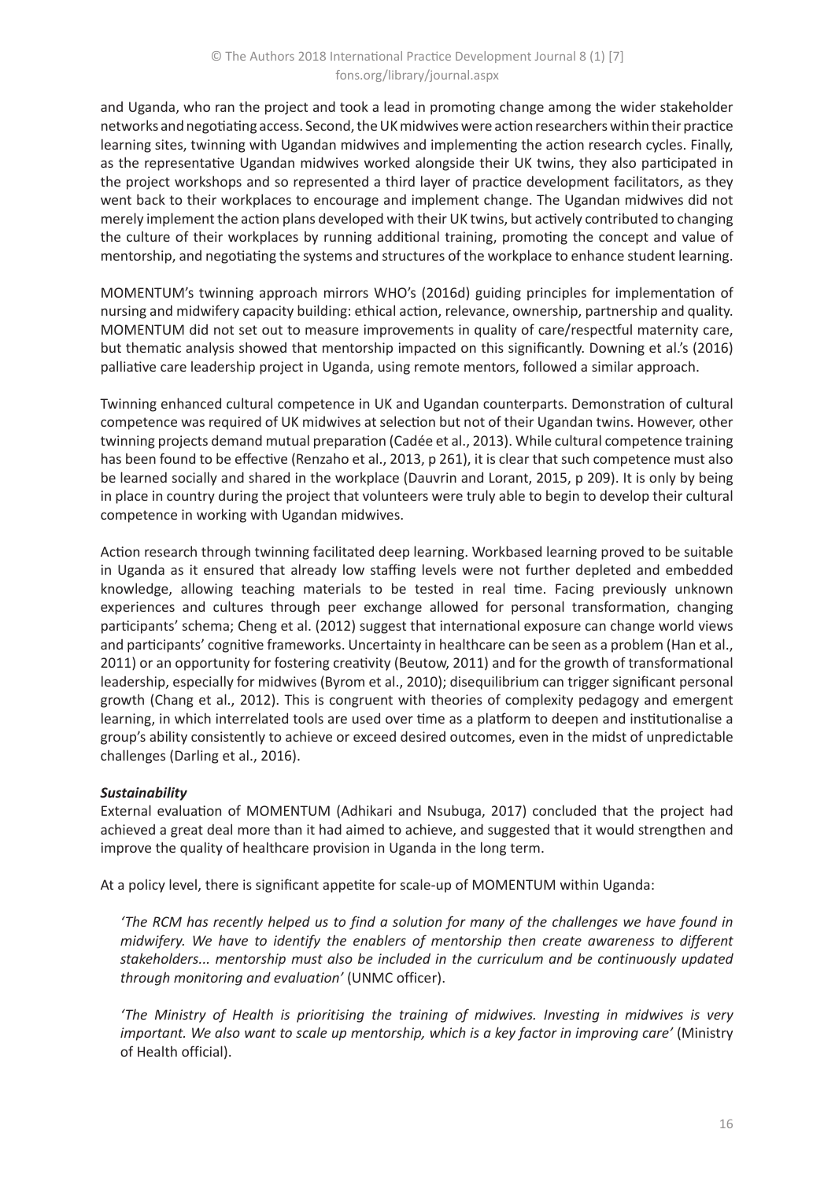and Uganda, who ran the project and took a lead in promoting change among the wider stakeholder networks and negotiating access. Second, the UK midwives were action researchers within their practice learning sites, twinning with Ugandan midwives and implementing the action research cycles. Finally, as the representative Ugandan midwives worked alongside their UK twins, they also participated in the project workshops and so represented a third layer of practice development facilitators, as they went back to their workplaces to encourage and implement change. The Ugandan midwives did not merely implement the action plans developed with their UK twins, but actively contributed to changing the culture of their workplaces by running additional training, promoting the concept and value of mentorship, and negotiating the systems and structures of the workplace to enhance student learning.

MOMENTUM's twinning approach mirrors WHO's (2016d) guiding principles for implementation of nursing and midwifery capacity building: ethical action, relevance, ownership, partnership and quality. MOMENTUM did not set out to measure improvements in quality of care/respectful maternity care, but thematic analysis showed that mentorship impacted on this significantly. Downing et al.'s (2016) palliative care leadership project in Uganda, using remote mentors, followed a similar approach.

Twinning enhanced cultural competence in UK and Ugandan counterparts. Demonstration of cultural competence was required of UK midwives at selection but not of their Ugandan twins. However, other twinning projects demand mutual preparation (Cadée et al., 2013). While cultural competence training has been found to be effective (Renzaho et al., 2013, p 261), it is clear that such competence must also be learned socially and shared in the workplace (Dauvrin and Lorant, 2015, p 209). It is only by being in place in country during the project that volunteers were truly able to begin to develop their cultural competence in working with Ugandan midwives.

Action research through twinning facilitated deep learning. Workbased learning proved to be suitable in Uganda as it ensured that already low staffing levels were not further depleted and embedded knowledge, allowing teaching materials to be tested in real time. Facing previously unknown experiences and cultures through peer exchange allowed for personal transformation, changing participants' schema; Cheng et al. (2012) suggest that international exposure can change world views and participants' cognitive frameworks. Uncertainty in healthcare can be seen as a problem (Han et al., 2011) or an opportunity for fostering creativity (Beutow, 2011) and for the growth of transformational leadership, especially for midwives (Byrom et al., 2010); disequilibrium can trigger significant personal growth (Chang et al., 2012). This is congruent with theories of complexity pedagogy and emergent learning, in which interrelated tools are used over time as a platform to deepen and institutionalise a group's ability consistently to achieve or exceed desired outcomes, even in the midst of unpredictable challenges (Darling et al., 2016).

***Sustainability***

External evaluation of MOMENTUM (Adhikari and Nsubuga, 2017) concluded that the project had achieved a great deal more than it had aimed to achieve, and suggested that it would strengthen and improve the quality of healthcare provision in Uganda in the long term.

At a policy level, there is significant appetite for scale-up of MOMENTUM within Uganda:

> *'The RCM has recently helped us to find a solution for many of the challenges we have found in midwifery. We have to identify the enablers of mentorship then create awareness to different stakeholders... mentorship must also be included in the curriculum and be continuously updated through monitoring and evaluation'* (UNMC officer).

> *'The Ministry of Health is prioritising the training of midwives. Investing in midwives is very important. We also want to scale up mentorship, which is a key factor in improving care'* (Ministry of Health official).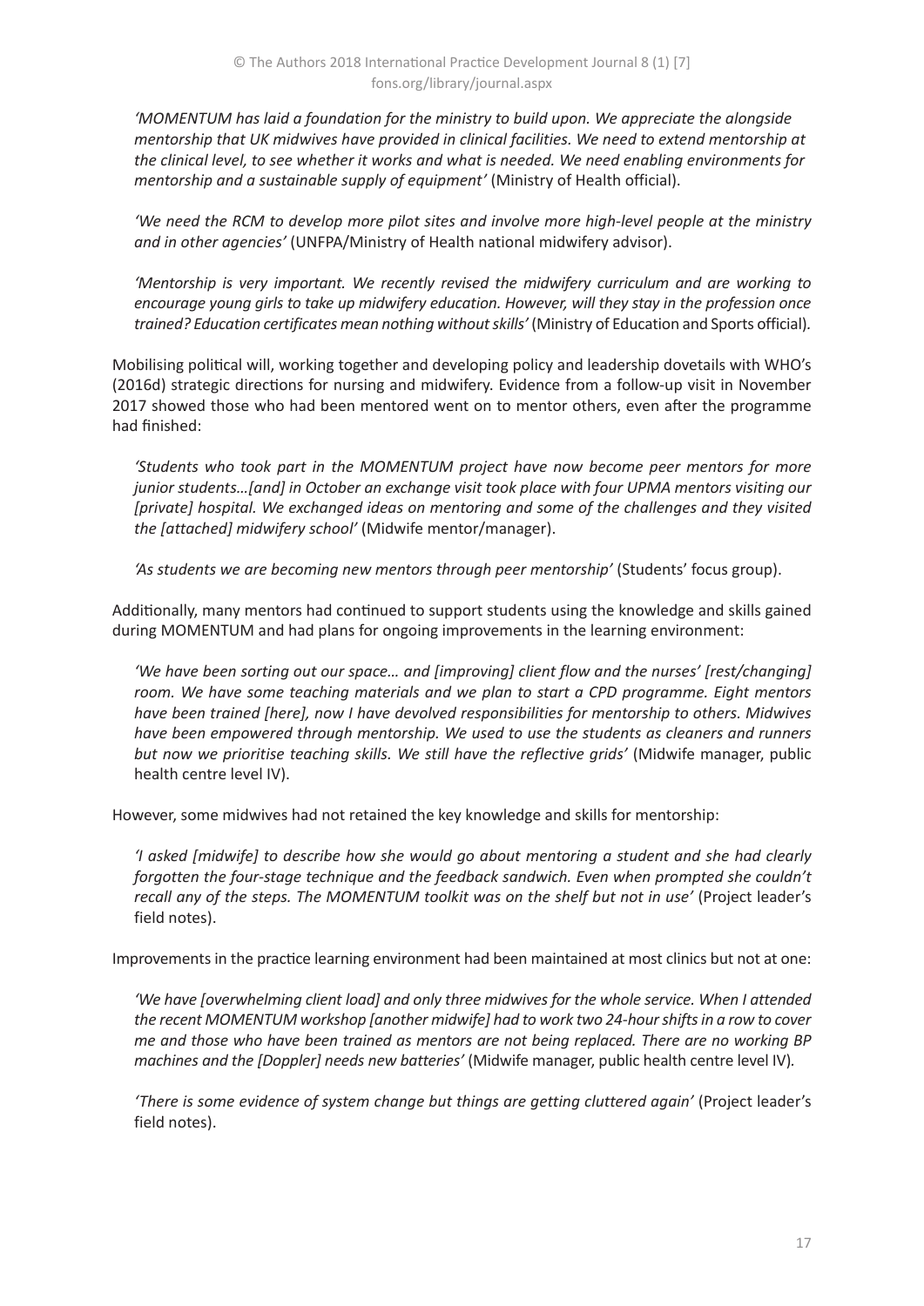*'MOMENTUM has laid a foundation for the ministry to build upon. We appreciate the alongside mentorship that UK midwives have provided in clinical facilities. We need to extend mentorship at the clinical level, to see whether it works and what is needed. We need enabling environments for mentorship and a sustainable supply of equipment'* (Ministry of Health official).

*'We need the RCM to develop more pilot sites and involve more high-level people at the ministry and in other agencies'* (UNFPA/Ministry of Health national midwifery advisor).

*'Mentorship is very important. We recently revised the midwifery curriculum and are working to encourage young girls to take up midwifery education. However, will they stay in the profession once trained? Education certificates mean nothing without skills'* (Ministry of Education and Sports official).

Mobilising political will, working together and developing policy and leadership dovetails with WHO's (2016d) strategic directions for nursing and midwifery. Evidence from a follow-up visit in November 2017 showed those who had been mentored went on to mentor others, even after the programme had finished:

*'Students who took part in the MOMENTUM project have now become peer mentors for more junior students…[and] in October an exchange visit took place with four UPMA mentors visiting our [private] hospital. We exchanged ideas on mentoring and some of the challenges and they visited the [attached] midwifery school'* (Midwife mentor/manager).

*'As students we are becoming new mentors through peer mentorship'* (Students' focus group).

Additionally, many mentors had continued to support students using the knowledge and skills gained during MOMENTUM and had plans for ongoing improvements in the learning environment:

*'We have been sorting out our space… and [improving] client flow and the nurses' [rest/changing] room. We have some teaching materials and we plan to start a CPD programme. Eight mentors have been trained [here], now I have devolved responsibilities for mentorship to others. Midwives have been empowered through mentorship. We used to use the students as cleaners and runners but now we prioritise teaching skills. We still have the reflective grids'* (Midwife manager, public health centre level IV).

However, some midwives had not retained the key knowledge and skills for mentorship:

*'I asked [midwife] to describe how she would go about mentoring a student and she had clearly forgotten the four-stage technique and the feedback sandwich. Even when prompted she couldn't recall any of the steps. The MOMENTUM toolkit was on the shelf but not in use'* (Project leader's field notes).

Improvements in the practice learning environment had been maintained at most clinics but not at one:

*'We have [overwhelming client load] and only three midwives for the whole service. When I attended the recent MOMENTUM workshop [another midwife] had to work two 24-hour shifts in a row to cover me and those who have been trained as mentors are not being replaced. There are no working BP machines and the [Doppler] needs new batteries'* (Midwife manager, public health centre level IV).

*'There is some evidence of system change but things are getting cluttered again'* (Project leader's field notes).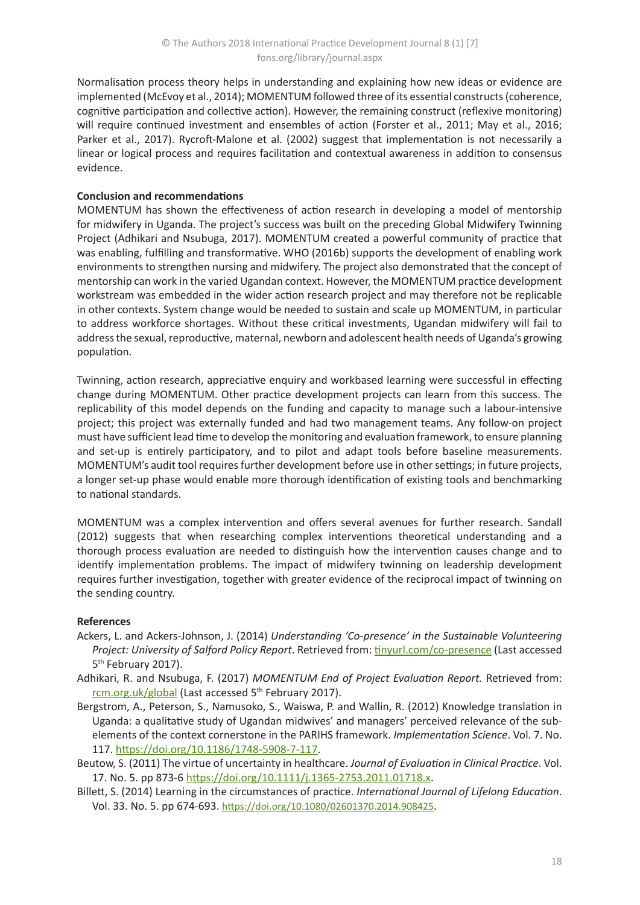Normalisation process theory helps in understanding and explaining how new ideas or evidence are implemented (McEvoy et al., 2014); MOMENTUM followed three of its essential constructs (coherence, cognitive participation and collective action). However, the remaining construct (reflexive monitoring) will require continued investment and ensembles of action (Forster et al., 2011; May et al., 2016; Parker et al., 2017). Rycroft-Malone et al. (2002) suggest that implementation is not necessarily a linear or logical process and requires facilitation and contextual awareness in addition to consensus evidence.

**Conclusion and recommendations**

MOMENTUM has shown the effectiveness of action research in developing a model of mentorship for midwifery in Uganda. The project's success was built on the preceding Global Midwifery Twinning Project (Adhikari and Nsubuga, 2017). MOMENTUM created a powerful community of practice that was enabling, fulfilling and transformative. WHO (2016b) supports the development of enabling work environments to strengthen nursing and midwifery. The project also demonstrated that the concept of mentorship can work in the varied Ugandan context. However, the MOMENTUM practice development workstream was embedded in the wider action research project and may therefore not be replicable in other contexts. System change would be needed to sustain and scale up MOMENTUM, in particular to address workforce shortages. Without these critical investments, Ugandan midwifery will fail to address the sexual, reproductive, maternal, newborn and adolescent health needs of Uganda's growing population.

Twinning, action research, appreciative enquiry and workbased learning were successful in effecting change during MOMENTUM. Other practice development projects can learn from this success. The replicability of this model depends on the funding and capacity to manage such a labour-intensive project; this project was externally funded and had two management teams. Any follow-on project must have sufficient lead time to develop the monitoring and evaluation framework, to ensure planning and set-up is entirely participatory, and to pilot and adapt tools before baseline measurements. MOMENTUM's audit tool requires further development before use in other settings; in future projects, a longer set-up phase would enable more thorough identification of existing tools and benchmarking to national standards.

MOMENTUM was a complex intervention and offers several avenues for further research. Sandall (2012) suggests that when researching complex interventions theoretical understanding and a thorough process evaluation are needed to distinguish how the intervention causes change and to identify implementation problems. The impact of midwifery twinning on leadership development requires further investigation, together with greater evidence of the reciprocal impact of twinning on the sending country.

**References**

Ackers, L. and Ackers-Johnson, J. (2014) *Understanding 'Co-presence' in the Sustainable Volunteering Project: University of Salford Policy Report*. Retrieved from: tinyurl.com/co-presence (Last accessed 5th February 2017).

Adhikari, R. and Nsubuga, F. (2017) *MOMENTUM End of Project Evaluation Report.* Retrieved from: rcm.org.uk/global (Last accessed 5th February 2017).

Bergstrom, A., Peterson, S., Namusoko, S., Waiswa, P. and Wallin, R. (2012) Knowledge translation in Uganda: a qualitative study of Ugandan midwives' and managers' perceived relevance of the sub-elements of the context cornerstone in the PARIHS framework. *Implementation Science*. Vol. 7. No. 117. https://doi.org/10.1186/1748-5908-7-117.

Beutow, S. (2011) The virtue of uncertainty in healthcare. *Journal of Evaluation in Clinical Practice*. Vol. 17. No. 5. pp 873-6 https://doi.org/10.1111/j.1365-2753.2011.01718.x.

Billett, S. (2014) Learning in the circumstances of practice. *International Journal of Lifelong Education*. Vol. 33. No. 5. pp 674-693. https://doi.org/10.1080/02601370.2014.908425.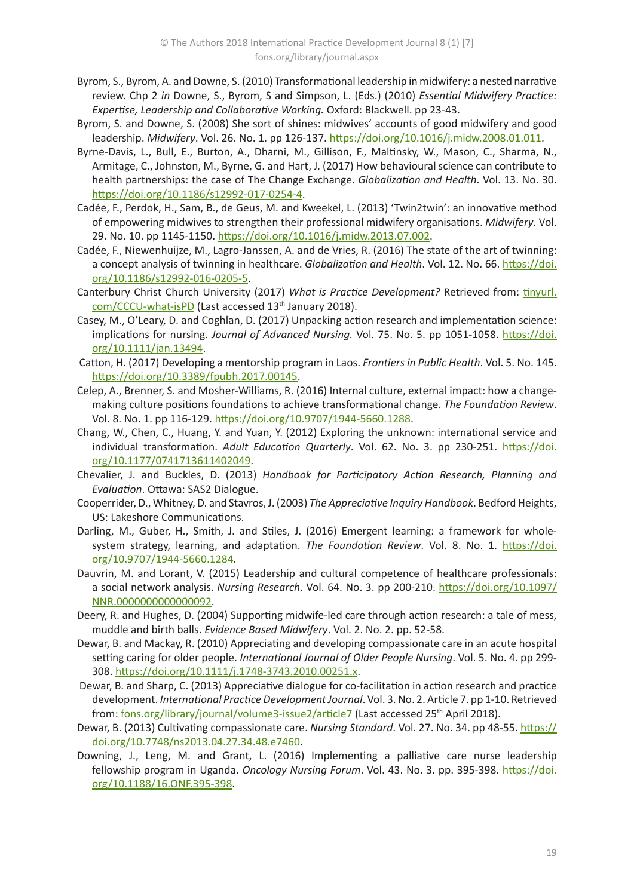Byrom, S., Byrom, A. and Downe, S. (2010) Transformational leadership in midwifery: a nested narrative review. Chp 2 *in* Downe, S., Byrom, S and Simpson, L. (Eds.) (2010) *Essential Midwifery Practice: Expertise, Leadership and Collaborative Working.* Oxford: Blackwell. pp 23-43.

Byrom, S. and Downe, S. (2008) She sort of shines: midwives' accounts of good midwifery and good leadership. *Midwifery*. Vol. 26. No. 1. pp 126-137. https://doi.org/10.1016/j.midw.2008.01.011.

Byrne-Davis, L., Bull, E., Burton, A., Dharni, M., Gillison, F., Maltinsky, W., Mason, C., Sharma, N., Armitage, C., Johnston, M., Byrne, G. and Hart, J. (2017) How behavioural science can contribute to health partnerships: the case of The Change Exchange. *Globalization and Health*. Vol. 13. No. 30. https://doi.org/10.1186/s12992-017-0254-4.

Cadée, F., Perdok, H., Sam, B., de Geus, M. and Kweekel, L. (2013) 'Twin2twin': an innovative method of empowering midwives to strengthen their professional midwifery organisations. *Midwifery*. Vol. 29. No. 10. pp 1145-1150. https://doi.org/10.1016/j.midw.2013.07.002.

Cadée, F., Niewenhuijze, M., Lagro-Janssen, A. and de Vries, R. (2016) The state of the art of twinning: a concept analysis of twinning in healthcare. *Globalization and Health*. Vol. 12. No. 66. https://doi.org/10.1186/s12992-016-0205-5.

Canterbury Christ Church University (2017) *What is Practice Development?* Retrieved from: tinyurl.com/CCCU-what-isPD (Last accessed 13th January 2018).

Casey, M., O'Leary, D. and Coghlan, D. (2017) Unpacking action research and implementation science: implications for nursing. *Journal of Advanced Nursing.* Vol. 75. No. 5. pp 1051-1058. https://doi.org/10.1111/jan.13494.

Catton, H. (2017) Developing a mentorship program in Laos. *Frontiers in Public Health*. Vol. 5. No. 145. https://doi.org/10.3389/fpubh.2017.00145.

Celep, A., Brenner, S. and Mosher-Williams, R. (2016) Internal culture, external impact: how a change-making culture positions foundations to achieve transformational change. *The Foundation Review*. Vol. 8. No. 1. pp 116-129. https://doi.org/10.9707/1944-5660.1288.

Chang, W., Chen, C., Huang, Y. and Yuan, Y. (2012) Exploring the unknown: international service and individual transformation. *Adult Education Quarterly*. Vol. 62. No. 3. pp 230-251. https://doi.org/10.1177/0741713611402049.

Chevalier, J. and Buckles, D. (2013) *Handbook for Participatory Action Research, Planning and Evaluation*. Ottawa: SAS2 Dialogue.

Cooperrider, D., Whitney, D. and Stavros, J. (2003) *The Appreciative Inquiry Handbook*. Bedford Heights, US: Lakeshore Communications.

Darling, M., Guber, H., Smith, J. and Stiles, J. (2016) Emergent learning: a framework for whole-system strategy, learning, and adaptation. *The Foundation Review*. Vol. 8. No. 1. https://doi.org/10.9707/1944-5660.1284.

Dauvrin, M. and Lorant, V. (2015) Leadership and cultural competence of healthcare professionals: a social network analysis. *Nursing Research*. Vol. 64. No. 3. pp 200-210. https://doi.org/10.1097/NNR.0000000000000092.

Deery, R. and Hughes, D. (2004) Supporting midwife-led care through action research: a tale of mess, muddle and birth balls. *Evidence Based Midwifery*. Vol. 2. No. 2. pp. 52-58.

Dewar, B. and Mackay, R. (2010) Appreciating and developing compassionate care in an acute hospital setting caring for older people. *International Journal of Older People Nursing*. Vol. 5. No. 4. pp 299-308. https://doi.org/10.1111/j.1748-3743.2010.00251.x.

Dewar, B. and Sharp, C. (2013) Appreciative dialogue for co-facilitation in action research and practice development. *International Practice Development Journal*. Vol. 3. No. 2. Article 7. pp 1-10. Retrieved from: fons.org/library/journal/volume3-issue2/article7 (Last accessed 25th April 2018).

Dewar, B. (2013) Cultivating compassionate care. *Nursing Standard*. Vol. 27. No. 34. pp 48-55. https://doi.org/10.7748/ns2013.04.27.34.48.e7460.

Downing, J., Leng, M. and Grant, L. (2016) Implementing a palliative care nurse leadership fellowship program in Uganda. *Oncology Nursing Forum*. Vol. 43. No. 3. pp. 395-398. https://doi.org/10.1188/16.ONF.395-398.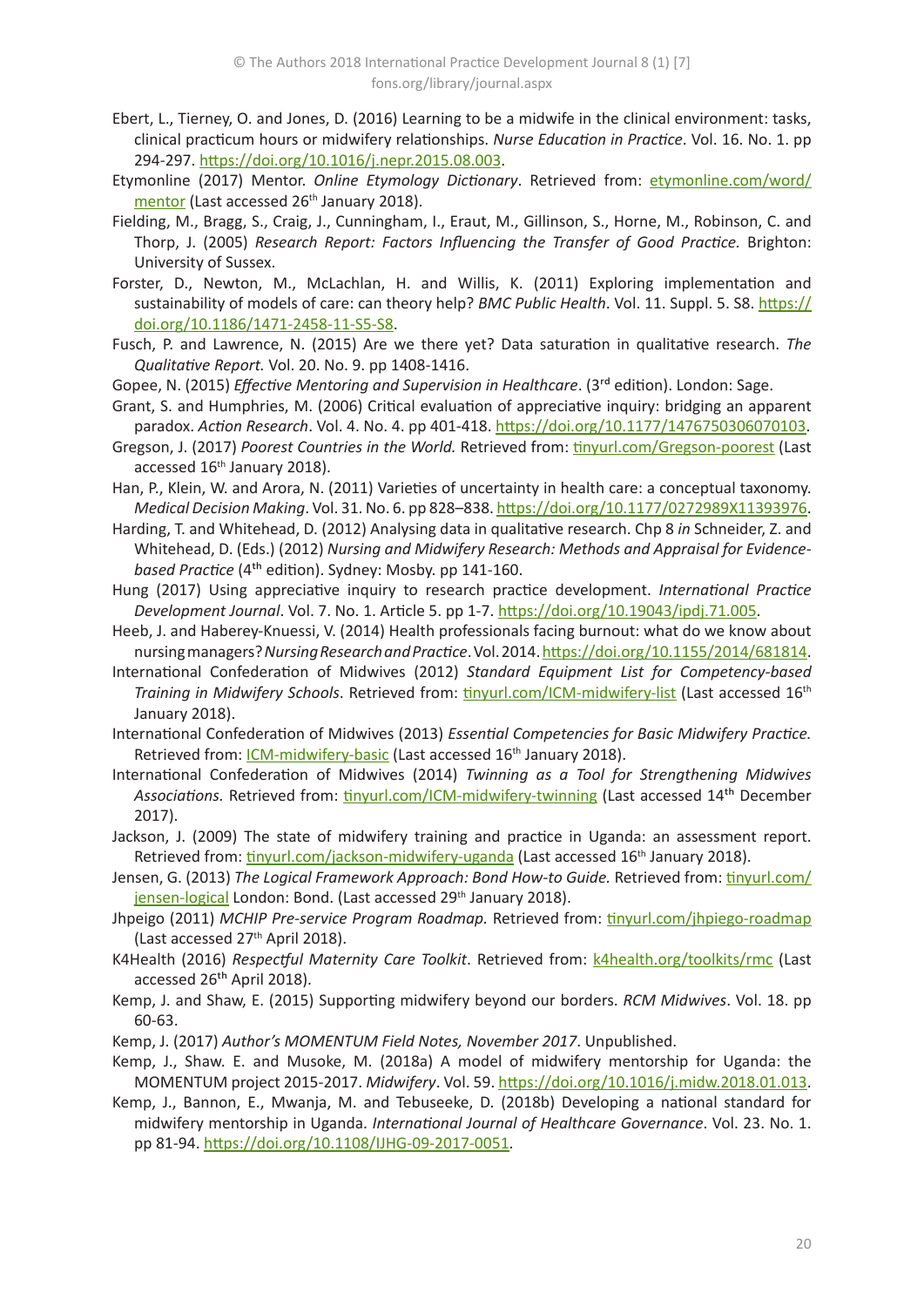Ebert, L., Tierney, O. and Jones, D. (2016) Learning to be a midwife in the clinical environment: tasks, clinical practicum hours or midwifery relationships. *Nurse Education in Practice*. Vol. 16. No. 1. pp 294-297. https://doi.org/10.1016/j.nepr.2015.08.003.

Etymonline (2017) Mentor. *Online Etymology Dictionary*. Retrieved from: etymonline.com/word/mentor (Last accessed 26th January 2018).

Fielding, M., Bragg, S., Craig, J., Cunningham, I., Eraut, M., Gillinson, S., Horne, M., Robinson, C. and Thorp, J. (2005) *Research Report: Factors Influencing the Transfer of Good Practice.* Brighton: University of Sussex.

Forster, D., Newton, M., McLachlan, H. and Willis, K. (2011) Exploring implementation and sustainability of models of care: can theory help? *BMC Public Health*. Vol. 11. Suppl. 5. S8. https://doi.org/10.1186/1471-2458-11-S5-S8.

Fusch, P. and Lawrence, N. (2015) Are we there yet? Data saturation in qualitative research. *The Qualitative Report.* Vol. 20. No. 9. pp 1408-1416.

Gopee, N. (2015) *Effective Mentoring and Supervision in Healthcare*. (3rd edition). London: Sage.

Grant, S. and Humphries, M. (2006) Critical evaluation of appreciative inquiry: bridging an apparent paradox. *Action Research*. Vol. 4. No. 4. pp 401-418. https://doi.org/10.1177/1476750306070103.

Gregson, J. (2017) *Poorest Countries in the World.* Retrieved from: tinyurl.com/Gregson-poorest (Last accessed 16th January 2018).

Han, P., Klein, W. and Arora, N. (2011) Varieties of uncertainty in health care: a conceptual taxonomy. *Medical Decision Making*. Vol. 31. No. 6. pp 828–838. https://doi.org/10.1177/0272989X11393976.

Harding, T. and Whitehead, D. (2012) Analysing data in qualitative research. Chp 8 *in* Schneider, Z. and Whitehead, D. (Eds.) (2012) *Nursing and Midwifery Research: Methods and Appraisal for Evidence-based Practice* (4th edition). Sydney: Mosby. pp 141-160.

Hung (2017) Using appreciative inquiry to research practice development. *International Practice Development Journal*. Vol. 7. No. 1. Article 5. pp 1-7. https://doi.org/10.19043/ipdj.71.005.

Heeb, J. and Haberey-Knuessi, V. (2014) Health professionals facing burnout: what do we know about nursing managers? *Nursing Research and Practice*. Vol. 2014. https://doi.org/10.1155/2014/681814.

International Confederation of Midwives (2012) *Standard Equipment List for Competency-based Training in Midwifery Schools*. Retrieved from: tinyurl.com/ICM-midwifery-list (Last accessed 16th January 2018).

International Confederation of Midwives (2013) *Essential Competencies for Basic Midwifery Practice.* Retrieved from: ICM-midwifery-basic (Last accessed 16th January 2018).

International Confederation of Midwives (2014) *Twinning as a Tool for Strengthening Midwives Associations.* Retrieved from: tinyurl.com/ICM-midwifery-twinning (Last accessed 14th December 2017).

Jackson, J. (2009) The state of midwifery training and practice in Uganda: an assessment report. Retrieved from: tinyurl.com/jackson-midwifery-uganda (Last accessed 16th January 2018).

Jensen, G. (2013) *The Logical Framework Approach: Bond How-to Guide.* Retrieved from: tinyurl.com/jensen-logical London: Bond. (Last accessed 29th January 2018).

Jhpeigo (2011) *MCHIP Pre-service Program Roadmap.* Retrieved from: tinyurl.com/jhpiego-roadmap (Last accessed 27th April 2018).

K4Health (2016) *Respectful Maternity Care Toolkit*. Retrieved from: k4health.org/toolkits/rmc (Last accessed 26th April 2018).

Kemp, J. and Shaw, E. (2015) Supporting midwifery beyond our borders. *RCM Midwives*. Vol. 18. pp 60-63.

Kemp, J. (2017) *Author's MOMENTUM Field Notes, November 2017*. Unpublished.

Kemp, J., Shaw. E. and Musoke, M. (2018a) A model of midwifery mentorship for Uganda: the MOMENTUM project 2015-2017. *Midwifery*. Vol. 59. https://doi.org/10.1016/j.midw.2018.01.013.

Kemp, J., Bannon, E., Mwanja, M. and Tebuseeke, D. (2018b) Developing a national standard for midwifery mentorship in Uganda. *International Journal of Healthcare Governance*. Vol. 23. No. 1. pp 81-94. https://doi.org/10.1108/IJHG-09-2017-0051.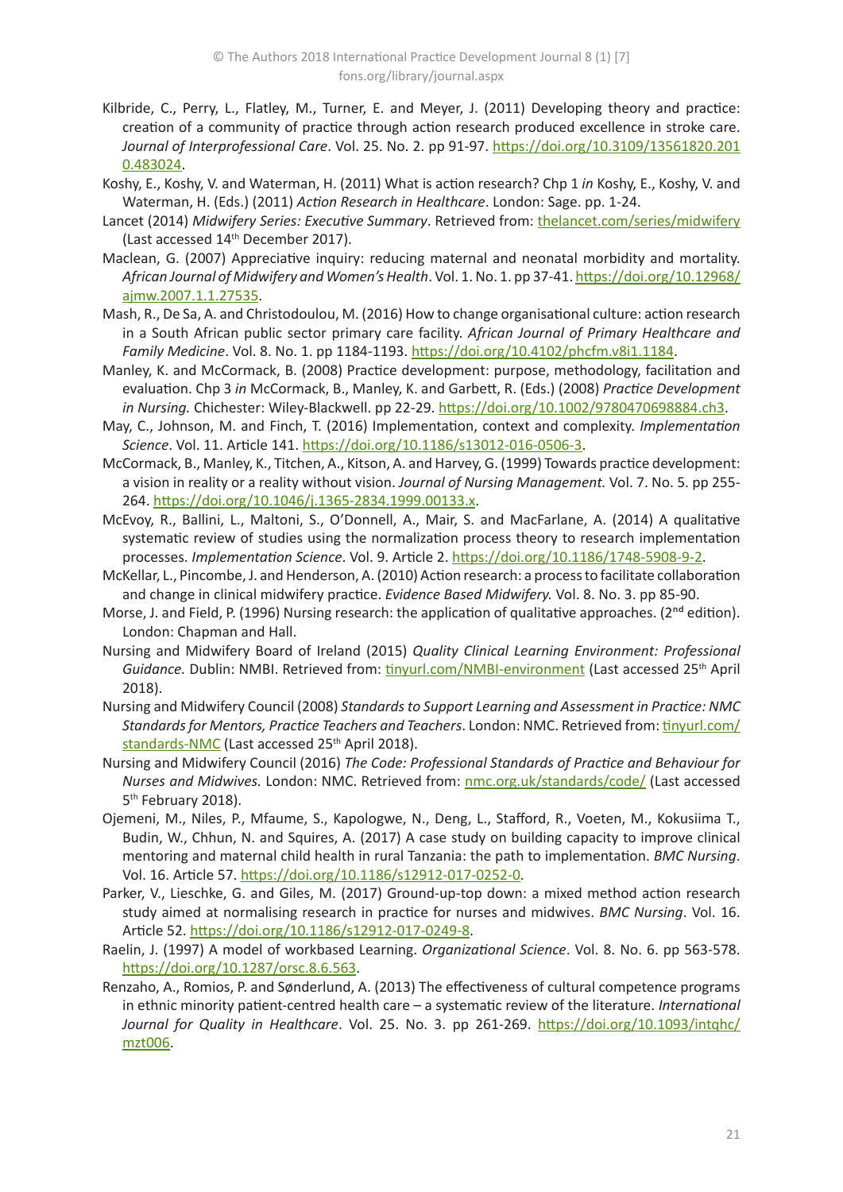Kilbride, C., Perry, L., Flatley, M., Turner, E. and Meyer, J. (2011) Developing theory and practice: creation of a community of practice through action research produced excellence in stroke care. *Journal of Interprofessional Care*. Vol. 25. No. 2. pp 91-97. https://doi.org/10.3109/13561820.2010.483024.

Koshy, E., Koshy, V. and Waterman, H. (2011) What is action research? Chp 1 *in* Koshy, E., Koshy, V. and Waterman, H. (Eds.) (2011) *Action Research in Healthcare*. London: Sage. pp. 1-24.

Lancet (2014) *Midwifery Series: Executive Summary*. Retrieved from: thelancet.com/series/midwifery (Last accessed 14th December 2017).

Maclean, G. (2007) Appreciative inquiry: reducing maternal and neonatal morbidity and mortality. *African Journal of Midwifery and Women's Health*. Vol. 1. No. 1. pp 37-41. https://doi.org/10.12968/ajmw.2007.1.1.27535.

Mash, R., De Sa, A. and Christodoulou, M. (2016) How to change organisational culture: action research in a South African public sector primary care facility. *African Journal of Primary Healthcare and Family Medicine*. Vol. 8. No. 1. pp 1184-1193. https://doi.org/10.4102/phcfm.v8i1.1184.

Manley, K. and McCormack, B. (2008) Practice development: purpose, methodology, facilitation and evaluation. Chp 3 *in* McCormack, B., Manley, K. and Garbett, R. (Eds.) (2008) *Practice Development in Nursing.* Chichester: Wiley-Blackwell. pp 22-29. https://doi.org/10.1002/9780470698884.ch3.

May, C., Johnson, M. and Finch, T. (2016) Implementation, context and complexity. *Implementation Science*. Vol. 11. Article 141. https://doi.org/10.1186/s13012-016-0506-3.

McCormack, B., Manley, K., Titchen, A., Kitson, A. and Harvey, G. (1999) Towards practice development: a vision in reality or a reality without vision. *Journal of Nursing Management.* Vol. 7. No. 5. pp 255-264. https://doi.org/10.1046/j.1365-2834.1999.00133.x.

McEvoy, R., Ballini, L., Maltoni, S., O'Donnell, A., Mair, S. and MacFarlane, A. (2014) A qualitative systematic review of studies using the normalization process theory to research implementation processes. *Implementation Science*. Vol. 9. Article 2. https://doi.org/10.1186/1748-5908-9-2.

McKellar, L., Pincombe, J. and Henderson, A. (2010) Action research: a process to facilitate collaboration and change in clinical midwifery practice. *Evidence Based Midwifery.* Vol. 8. No. 3. pp 85-90.

Morse, J. and Field, P. (1996) Nursing research: the application of qualitative approaches. (2nd edition). London: Chapman and Hall.

Nursing and Midwifery Board of Ireland (2015) *Quality Clinical Learning Environment: Professional Guidance.* Dublin: NMBI. Retrieved from: tinyurl.com/NMBI-environment (Last accessed 25th April 2018).

Nursing and Midwifery Council (2008) *Standards to Support Learning and Assessment in Practice: NMC Standards for Mentors, Practice Teachers and Teachers*. London: NMC. Retrieved from: tinyurl.com/standards-NMC (Last accessed 25th April 2018).

Nursing and Midwifery Council (2016) *The Code: Professional Standards of Practice and Behaviour for Nurses and Midwives.* London: NMC. Retrieved from: nmc.org.uk/standards/code/ (Last accessed 5th February 2018).

Ojemeni, M., Niles, P., Mfaume, S., Kapologwe, N., Deng, L., Stafford, R., Voeten, M., Kokusiima T., Budin, W., Chhun, N. and Squires, A. (2017) A case study on building capacity to improve clinical mentoring and maternal child health in rural Tanzania: the path to implementation. *BMC Nursing*. Vol. 16. Article 57. https://doi.org/10.1186/s12912-017-0252-0.

Parker, V., Lieschke, G. and Giles, M. (2017) Ground-up-top down: a mixed method action research study aimed at normalising research in practice for nurses and midwives. *BMC Nursing*. Vol. 16. Article 52. https://doi.org/10.1186/s12912-017-0249-8.

Raelin, J. (1997) A model of workbased Learning. *Organizational Science*. Vol. 8. No. 6. pp 563-578. https://doi.org/10.1287/orsc.8.6.563.

Renzaho, A., Romios, P. and Sønderlund, A. (2013) The effectiveness of cultural competence programs in ethnic minority patient-centred health care – a systematic review of the literature. *International Journal for Quality in Healthcare*. Vol. 25. No. 3. pp 261-269. https://doi.org/10.1093/intqhc/mzt006.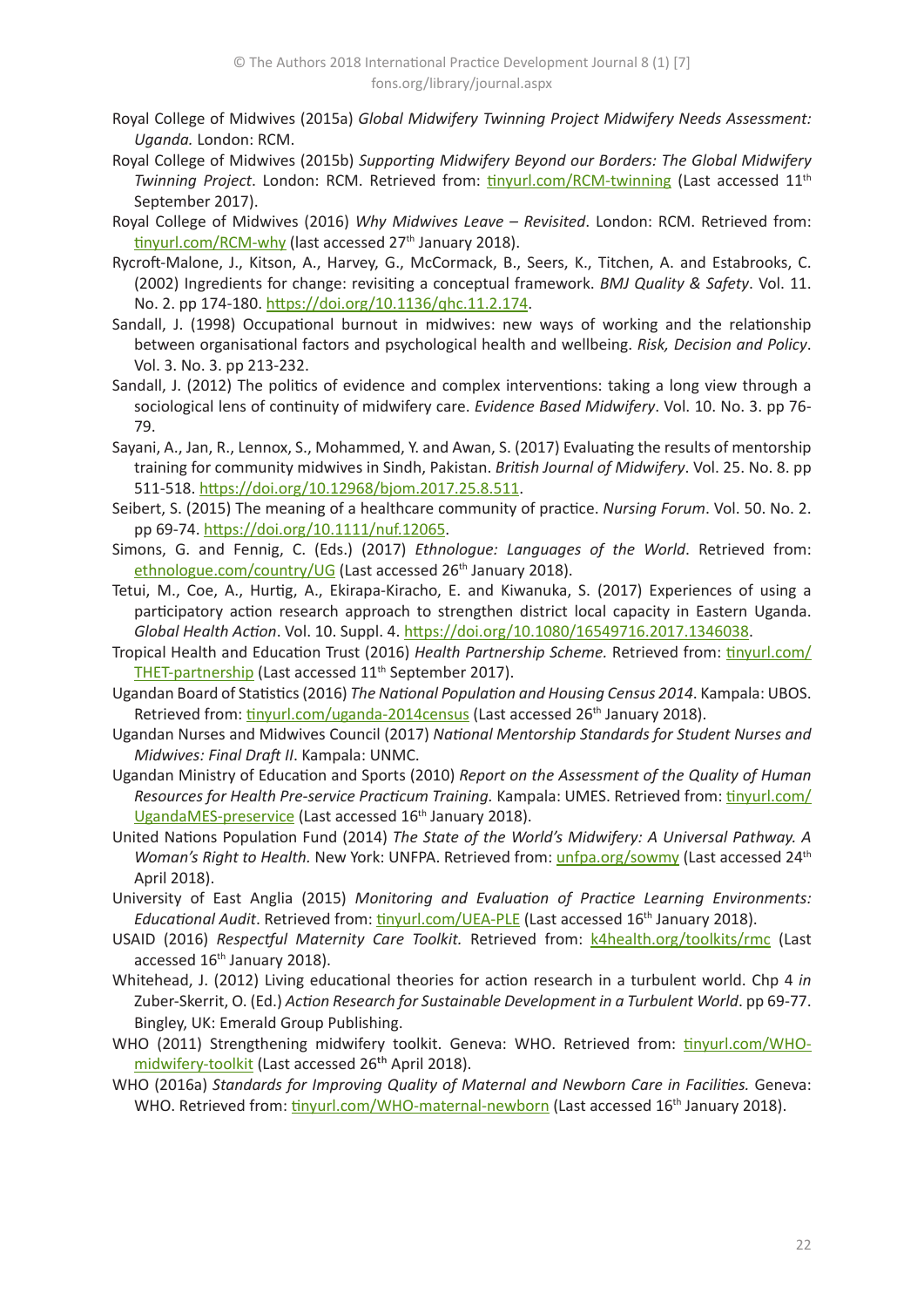Royal College of Midwives (2015a) *Global Midwifery Twinning Project Midwifery Needs Assessment: Uganda.* London: RCM.

Royal College of Midwives (2015b) *Supporting Midwifery Beyond our Borders: The Global Midwifery Twinning Project*. London: RCM. Retrieved from: tinyurl.com/RCM-twinning (Last accessed 11th September 2017).

Royal College of Midwives (2016) *Why Midwives Leave – Revisited*. London: RCM. Retrieved from: tinyurl.com/RCM-why (last accessed 27th January 2018).

Rycroft-Malone, J., Kitson, A., Harvey, G., McCormack, B., Seers, K., Titchen, A. and Estabrooks, C. (2002) Ingredients for change: revisiting a conceptual framework. *BMJ Quality & Safety*. Vol. 11. No. 2. pp 174-180. https://doi.org/10.1136/qhc.11.2.174.

Sandall, J. (1998) Occupational burnout in midwives: new ways of working and the relationship between organisational factors and psychological health and wellbeing. *Risk, Decision and Policy*. Vol. 3. No. 3. pp 213-232.

Sandall, J. (2012) The politics of evidence and complex interventions: taking a long view through a sociological lens of continuity of midwifery care. *Evidence Based Midwifery*. Vol. 10. No. 3. pp 76-79.

Sayani, A., Jan, R., Lennox, S., Mohammed, Y. and Awan, S. (2017) Evaluating the results of mentorship training for community midwives in Sindh, Pakistan. *British Journal of Midwifery*. Vol. 25. No. 8. pp 511-518. https://doi.org/10.12968/bjom.2017.25.8.511.

Seibert, S. (2015) The meaning of a healthcare community of practice. *Nursing Forum*. Vol. 50. No. 2. pp 69-74. https://doi.org/10.1111/nuf.12065.

Simons, G. and Fennig, C. (Eds.) (2017) *Ethnologue: Languages of the World*. Retrieved from: ethnologue.com/country/UG (Last accessed 26th January 2018).

Tetui, M., Coe, A., Hurtig, A., Ekirapa-Kiracho, E. and Kiwanuka, S. (2017) Experiences of using a participatory action research approach to strengthen district local capacity in Eastern Uganda. *Global Health Action*. Vol. 10. Suppl. 4. https://doi.org/10.1080/16549716.2017.1346038.

Tropical Health and Education Trust (2016) *Health Partnership Scheme.* Retrieved from: tinyurl.com/THET-partnership (Last accessed 11th September 2017).

Ugandan Board of Statistics (2016) *The National Population and Housing Census 2014*. Kampala: UBOS. Retrieved from: tinyurl.com/uganda-2014census (Last accessed 26th January 2018).

Ugandan Nurses and Midwives Council (2017) *National Mentorship Standards for Student Nurses and Midwives: Final Draft II*. Kampala: UNMC.

Ugandan Ministry of Education and Sports (2010) *Report on the Assessment of the Quality of Human Resources for Health Pre-service Practicum Training.* Kampala: UMES. Retrieved from: tinyurl.com/UgandaMES-preservice (Last accessed 16th January 2018).

United Nations Population Fund (2014) *The State of the World's Midwifery: A Universal Pathway. A Woman's Right to Health.* New York: UNFPA. Retrieved from: unfpa.org/sowmy (Last accessed 24th April 2018).

University of East Anglia (2015) *Monitoring and Evaluation of Practice Learning Environments: Educational Audit*. Retrieved from: tinyurl.com/UEA-PLE (Last accessed 16th January 2018).

USAID (2016) *Respectful Maternity Care Toolkit.* Retrieved from: k4health.org/toolkits/rmc (Last accessed 16th January 2018).

Whitehead, J. (2012) Living educational theories for action research in a turbulent world. Chp 4 *in* Zuber-Skerrit, O. (Ed.) *Action Research for Sustainable Development in a Turbulent World*. pp 69-77. Bingley, UK: Emerald Group Publishing.

WHO (2011) Strengthening midwifery toolkit. Geneva: WHO. Retrieved from: tinyurl.com/WHO-midwifery-toolkit (Last accessed 26th April 2018).

WHO (2016a) *Standards for Improving Quality of Maternal and Newborn Care in Facilities.* Geneva: WHO. Retrieved from: tinyurl.com/WHO-maternal-newborn (Last accessed 16th January 2018).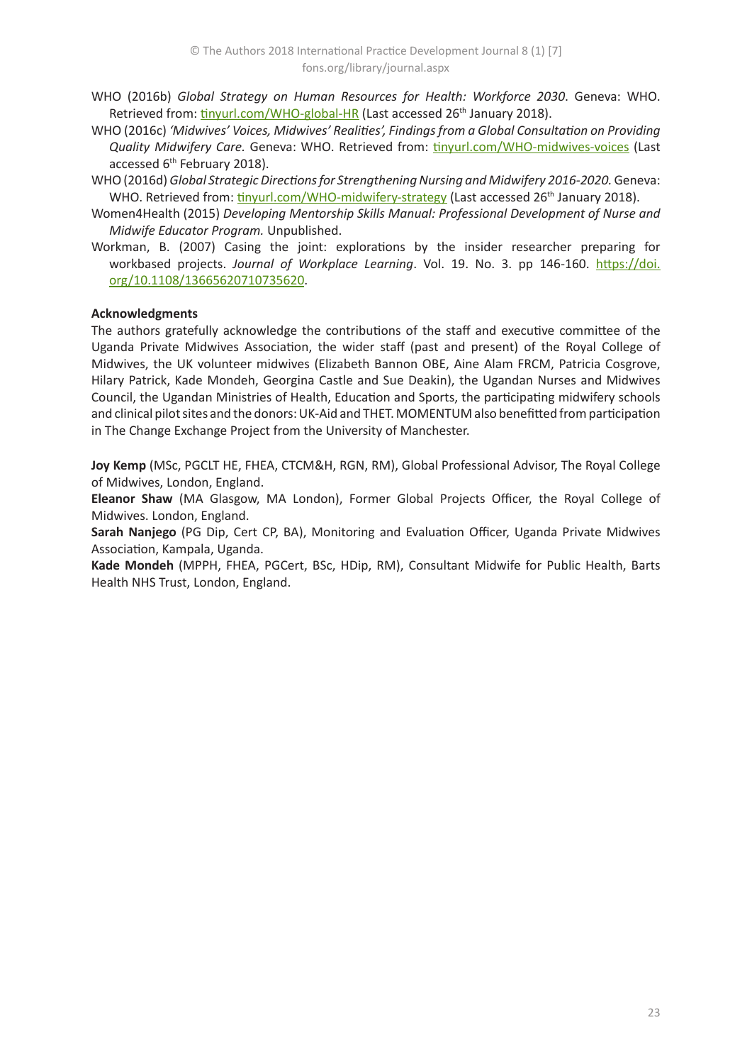WHO (2016b) *Global Strategy on Human Resources for Health: Workforce 2030*. Geneva: WHO. Retrieved from: tinyurl.com/WHO-global-HR (Last accessed 26th January 2018).

WHO (2016c) *'Midwives' Voices, Midwives' Realities', Findings from a Global Consultation on Providing Quality Midwifery Care*. Geneva: WHO. Retrieved from: tinyurl.com/WHO-midwives-voices (Last accessed 6th February 2018).

WHO (2016d) *Global Strategic Directions for Strengthening Nursing and Midwifery 2016-2020.* Geneva: WHO. Retrieved from: tinyurl.com/WHO-midwifery-strategy (Last accessed 26th January 2018).

Women4Health (2015) *Developing Mentorship Skills Manual: Professional Development of Nurse and Midwife Educator Program.* Unpublished.

Workman, B. (2007) Casing the joint: explorations by the insider researcher preparing for workbased projects. *Journal of Workplace Learning*. Vol. 19. No. 3. pp 146-160. https://doi.org/10.1108/13665620710735620.

**Acknowledgments**

The authors gratefully acknowledge the contributions of the staff and executive committee of the Uganda Private Midwives Association, the wider staff (past and present) of the Royal College of Midwives, the UK volunteer midwives (Elizabeth Bannon OBE, Aine Alam FRCM, Patricia Cosgrove, Hilary Patrick, Kade Mondeh, Georgina Castle and Sue Deakin), the Ugandan Nurses and Midwives Council, the Ugandan Ministries of Health, Education and Sports, the participating midwifery schools and clinical pilot sites and the donors: UK-Aid and THET. MOMENTUM also benefitted from participation in The Change Exchange Project from the University of Manchester.

**Joy Kemp** (MSc, PGCLT HE, FHEA, CTCM&H, RGN, RM), Global Professional Advisor, The Royal College of Midwives, London, England.

**Eleanor Shaw** (MA Glasgow, MA London), Former Global Projects Officer, the Royal College of Midwives. London, England.

**Sarah Nanjego** (PG Dip, Cert CP, BA), Monitoring and Evaluation Officer, Uganda Private Midwives Association, Kampala, Uganda.

**Kade Mondeh** (MPPH, FHEA, PGCert, BSc, HDip, RM), Consultant Midwife for Public Health, Barts Health NHS Trust, London, England.